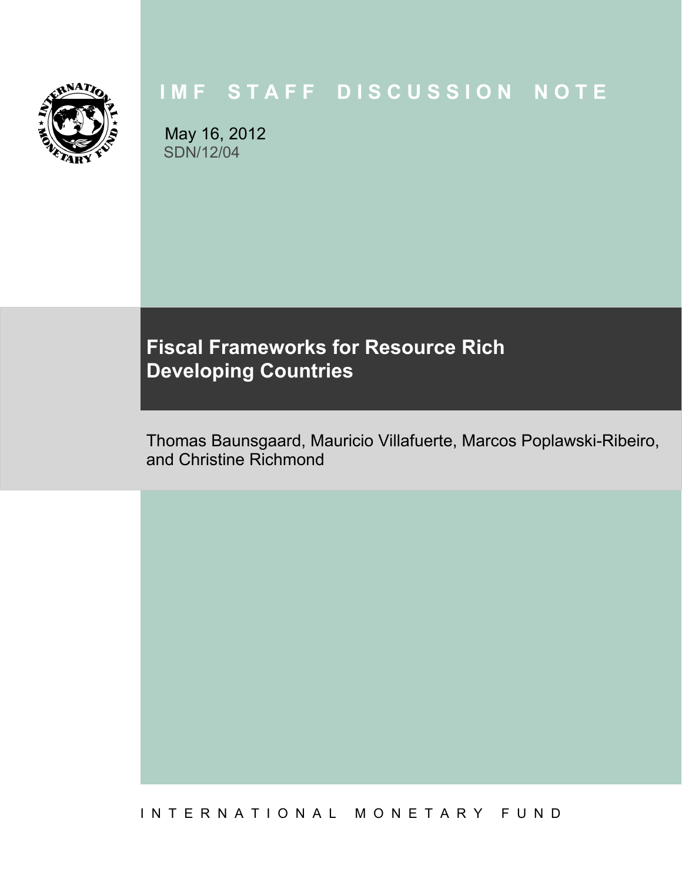IMF STAFF DISCUSSION NOTE

May 16, 2012
SDN/12/04

# Fiscal Frameworks for Resource Rich Developing Countries

Thomas Baunsgaard, Mauricio Villafuerte, Marcos Poplawski-Ribeiro, and Christine Richmond

INTERNATIONAL MONETARY FUND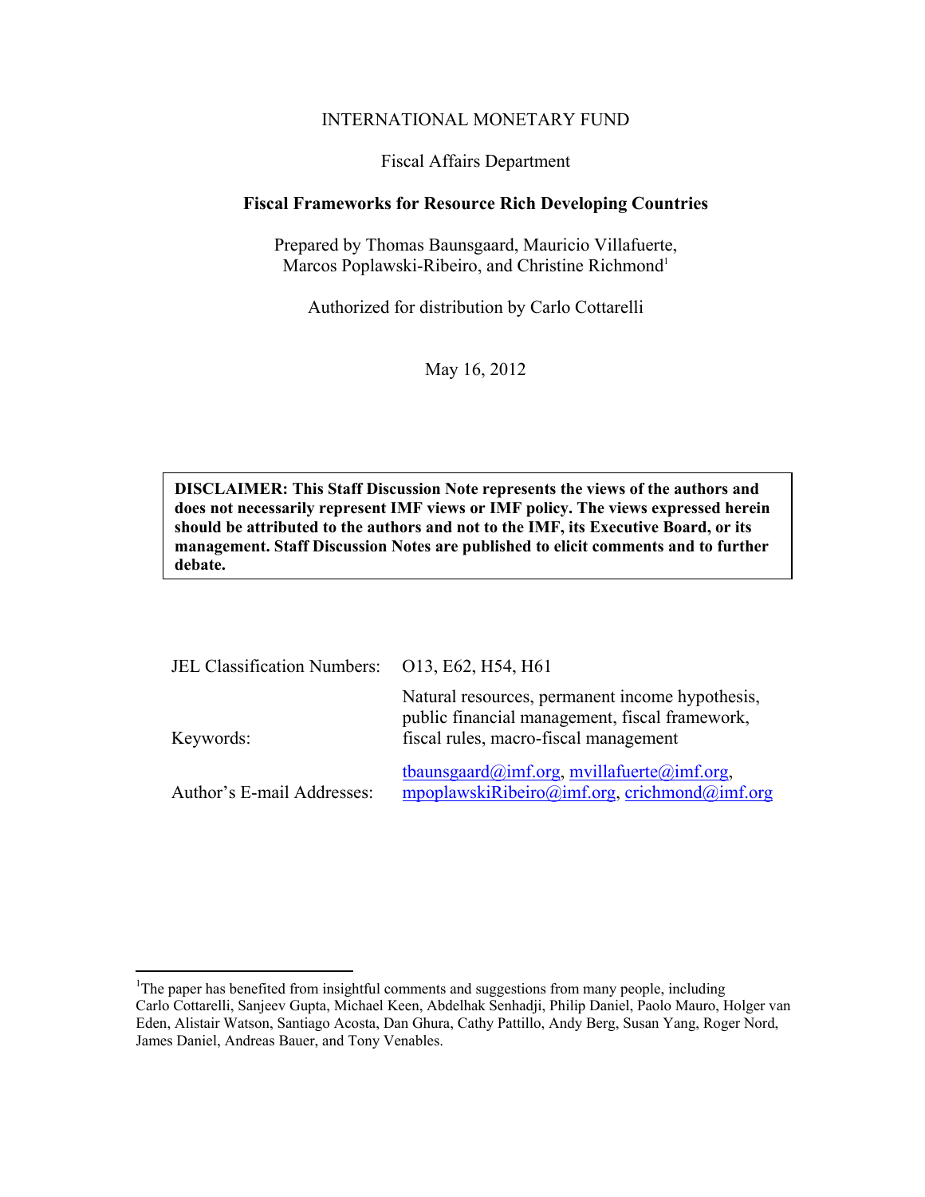INTERNATIONAL MONETARY FUND

Fiscal Affairs Department

**Fiscal Frameworks for Resource Rich Developing Countries**

Prepared by Thomas Baunsgaard, Mauricio Villafuerte, Marcos Poplawski-Ribeiro, and Christine Richmond[1]

Authorized for distribution by Carlo Cottarelli

May 16, 2012

**DISCLAIMER: This Staff Discussion Note represents the views of the authors and does not necessarily represent IMF views or IMF policy. The views expressed herein should be attributed to the authors and not to the IMF, its Executive Board, or its management. Staff Discussion Notes are published to elicit comments and to further debate.**

| | |
|---|---|
| JEL Classification Numbers: | O13, E62, H54, H61 |
| Keywords: | Natural resources, permanent income hypothesis, public financial management, fiscal framework, fiscal rules, macro-fiscal management |
| Author's E-mail Addresses: | tbaunsgaard@imf.org, mvillafuerte@imf.org, mpoplawskiRibeiro@imf.org, crichmond@imf.org |

[1]The paper has benefited from insightful comments and suggestions from many people, including Carlo Cottarelli, Sanjeev Gupta, Michael Keen, Abdelhak Senhadji, Philip Daniel, Paolo Mauro, Holger van Eden, Alistair Watson, Santiago Acosta, Dan Ghura, Cathy Pattillo, Andy Berg, Susan Yang, Roger Nord, James Daniel, Andreas Bauer, and Tony Venables.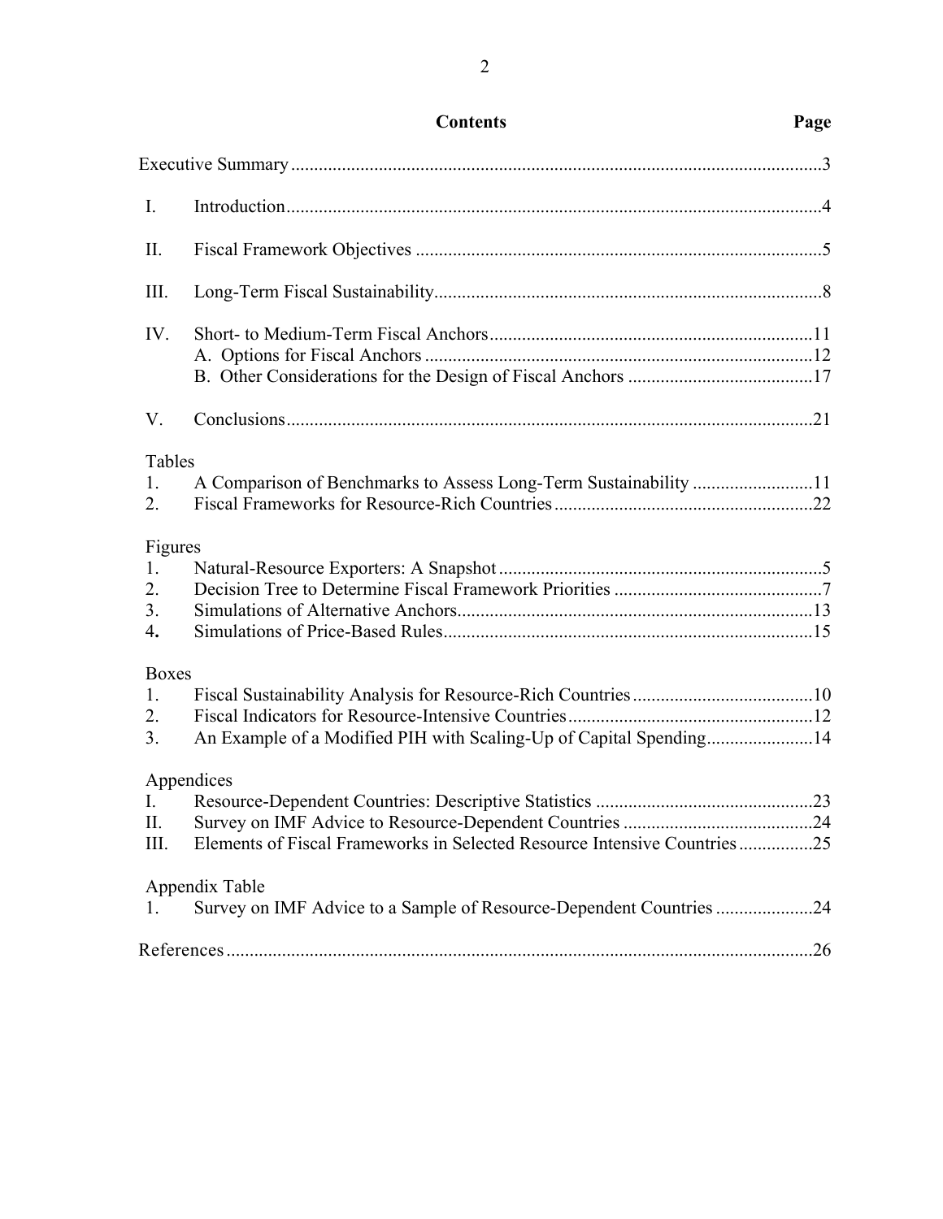## Contents

| | | Page |
|---|---|---|
| Executive Summary | | 3 |
| I. | Introduction | 4 |
| II. | Fiscal Framework Objectives | 5 |
| III. | Long-Term Fiscal Sustainability | 8 |
| IV. | Short- to Medium-Term Fiscal Anchors | 11 |
| | A. Options for Fiscal Anchors | 12 |
| | B. Other Considerations for the Design of Fiscal Anchors | 17 |
| V. | Conclusions | 21 |
| **Tables** | | |
| 1. | A Comparison of Benchmarks to Assess Long-Term Sustainability | 11 |
| 2. | Fiscal Frameworks for Resource-Rich Countries | 22 |
| **Figures** | | |
| 1. | Natural-Resource Exporters: A Snapshot | 5 |
| 2. | Decision Tree to Determine Fiscal Framework Priorities | 7 |
| 3. | Simulations of Alternative Anchors | 13 |
| 4. | Simulations of Price-Based Rules | 15 |
| **Boxes** | | |
| 1. | Fiscal Sustainability Analysis for Resource-Rich Countries | 10 |
| 2. | Fiscal Indicators for Resource-Intensive Countries | 12 |
| 3. | An Example of a Modified PIH with Scaling-Up of Capital Spending | 14 |
| **Appendices** | | |
| I. | Resource-Dependent Countries: Descriptive Statistics | 23 |
| II. | Survey on IMF Advice to Resource-Dependent Countries | 24 |
| III. | Elements of Fiscal Frameworks in Selected Resource Intensive Countries | 25 |
| **Appendix Table** | | |
| 1. | Survey on IMF Advice to a Sample of Resource-Dependent Countries | 24 |
| References | | 26 |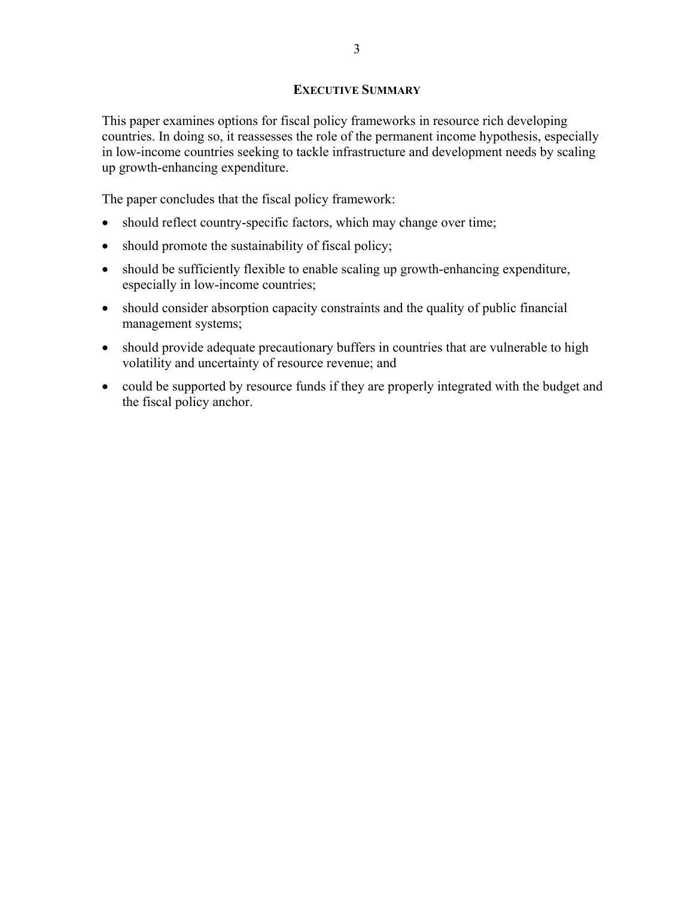## Executive Summary

This paper examines options for fiscal policy frameworks in resource rich developing countries. In doing so, it reassesses the role of the permanent income hypothesis, especially in low-income countries seeking to tackle infrastructure and development needs by scaling up growth-enhancing expenditure.

The paper concludes that the fiscal policy framework:

- should reflect country-specific factors, which may change over time;
- should promote the sustainability of fiscal policy;
- should be sufficiently flexible to enable scaling up growth-enhancing expenditure, especially in low-income countries;
- should consider absorption capacity constraints and the quality of public financial management systems;
- should provide adequate precautionary buffers in countries that are vulnerable to high volatility and uncertainty of resource revenue; and
- could be supported by resource funds if they are properly integrated with the budget and the fiscal policy anchor.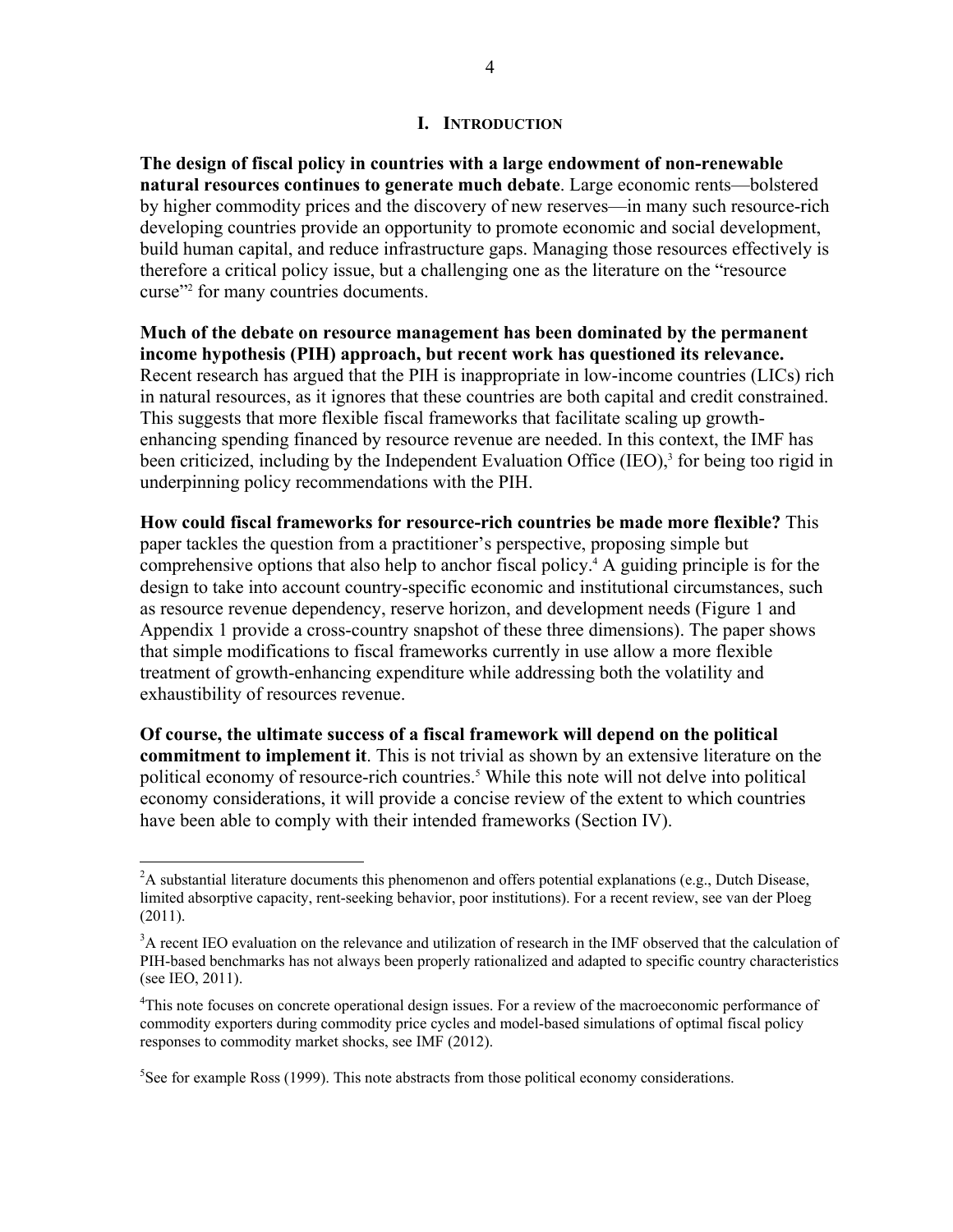## I. INTRODUCTION

**The design of fiscal policy in countries with a large endowment of non-renewable natural resources continues to generate much debate**. Large economic rents—bolstered by higher commodity prices and the discovery of new reserves—in many such resource-rich developing countries provide an opportunity to promote economic and social development, build human capital, and reduce infrastructure gaps. Managing those resources effectively is therefore a critical policy issue, but a challenging one as the literature on the "resource curse"[2] for many countries documents.

**Much of the debate on resource management has been dominated by the permanent income hypothesis (PIH) approach, but recent work has questioned its relevance.** Recent research has argued that the PIH is inappropriate in low-income countries (LICs) rich in natural resources, as it ignores that these countries are both capital and credit constrained. This suggests that more flexible fiscal frameworks that facilitate scaling up growth-enhancing spending financed by resource revenue are needed. In this context, the IMF has been criticized, including by the Independent Evaluation Office (IEO),[3] for being too rigid in underpinning policy recommendations with the PIH.

**How could fiscal frameworks for resource-rich countries be made more flexible?** This paper tackles the question from a practitioner's perspective, proposing simple but comprehensive options that also help to anchor fiscal policy.[4] A guiding principle is for the design to take into account country-specific economic and institutional circumstances, such as resource revenue dependency, reserve horizon, and development needs (Figure 1 and Appendix 1 provide a cross-country snapshot of these three dimensions). The paper shows that simple modifications to fiscal frameworks currently in use allow a more flexible treatment of growth-enhancing expenditure while addressing both the volatility and exhaustibility of resources revenue.

**Of course, the ultimate success of a fiscal framework will depend on the political commitment to implement it**. This is not trivial as shown by an extensive literature on the political economy of resource-rich countries.[5] While this note will not delve into political economy considerations, it will provide a concise review of the extent to which countries have been able to comply with their intended frameworks (Section IV).

---

[2] A substantial literature documents this phenomenon and offers potential explanations (e.g., Dutch Disease, limited absorptive capacity, rent-seeking behavior, poor institutions). For a recent review, see van der Ploeg (2011).

[3] A recent IEO evaluation on the relevance and utilization of research in the IMF observed that the calculation of PIH-based benchmarks has not always been properly rationalized and adapted to specific country characteristics (see IEO, 2011).

[4] This note focuses on concrete operational design issues. For a review of the macroeconomic performance of commodity exporters during commodity price cycles and model-based simulations of optimal fiscal policy responses to commodity market shocks, see IMF (2012).

[5] See for example Ross (1999). This note abstracts from those political economy considerations.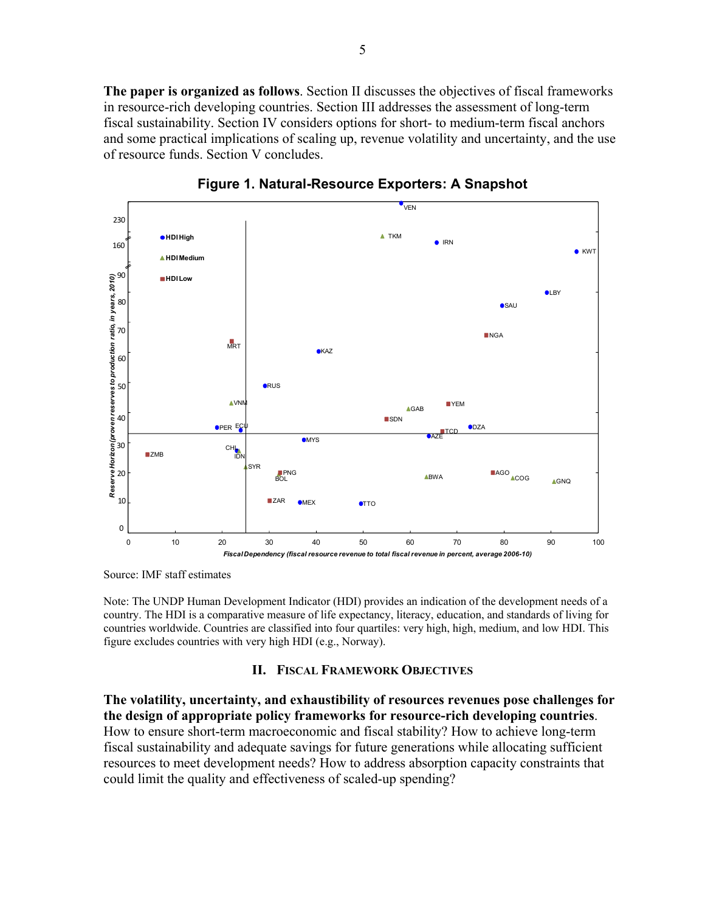**The paper is organized as follows**. Section II discusses the objectives of fiscal frameworks in resource-rich developing countries. Section III addresses the assessment of long-term fiscal sustainability. Section IV considers options for short- to medium-term fiscal anchors and some practical implications of scaling up, revenue volatility and uncertainty, and the use of resource funds. Section V concludes.

**Figure 1. Natural-Resource Exporters: A Snapshot**

Source: IMF staff estimates

Note: The UNDP Human Development Indicator (HDI) provides an indication of the development needs of a country. The HDI is a comparative measure of life expectancy, literacy, education, and standards of living for countries worldwide. Countries are classified into four quartiles: very high, high, medium, and low HDI. This figure excludes countries with very high HDI (e.g., Norway).

## II. Fiscal Framework Objectives

**The volatility, uncertainty, and exhaustibility of resources revenues pose challenges for the design of appropriate policy frameworks for resource-rich developing countries**. How to ensure short-term macroeconomic and fiscal stability? How to achieve long-term fiscal sustainability and adequate savings for future generations while allocating sufficient resources to meet development needs? How to address absorption capacity constraints that could limit the quality and effectiveness of scaled-up spending?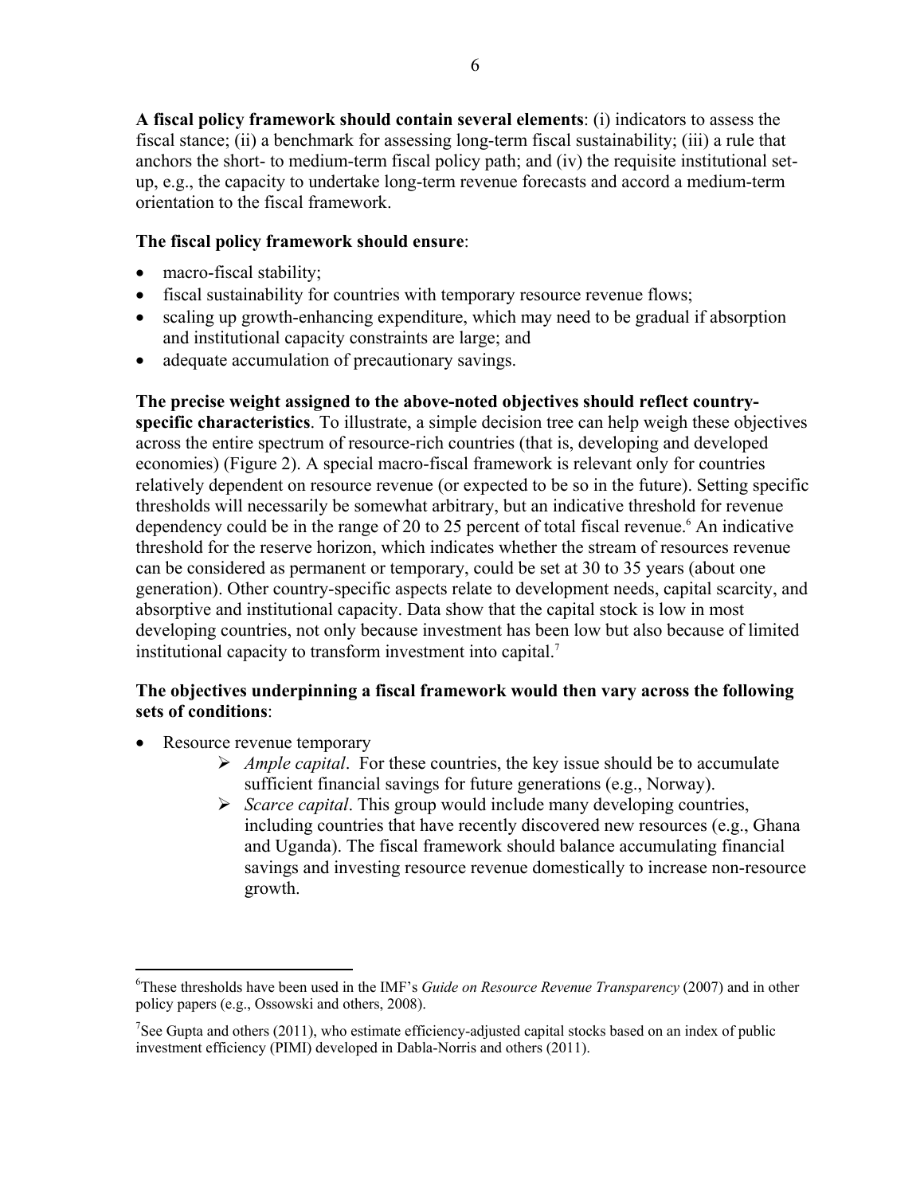**A fiscal policy framework should contain several elements**: (i) indicators to assess the fiscal stance; (ii) a benchmark for assessing long-term fiscal sustainability; (iii) a rule that anchors the short- to medium-term fiscal policy path; and (iv) the requisite institutional set-up, e.g., the capacity to undertake long-term revenue forecasts and accord a medium-term orientation to the fiscal framework.

**The fiscal policy framework should ensure**:

- macro-fiscal stability;
- fiscal sustainability for countries with temporary resource revenue flows;
- scaling up growth-enhancing expenditure, which may need to be gradual if absorption and institutional capacity constraints are large; and
- adequate accumulation of precautionary savings.

**The precise weight assigned to the above-noted objectives should reflect country-specific characteristics**. To illustrate, a simple decision tree can help weigh these objectives across the entire spectrum of resource-rich countries (that is, developing and developed economies) (Figure 2). A special macro-fiscal framework is relevant only for countries relatively dependent on resource revenue (or expected to be so in the future). Setting specific thresholds will necessarily be somewhat arbitrary, but an indicative threshold for revenue dependency could be in the range of 20 to 25 percent of total fiscal revenue.[6] An indicative threshold for the reserve horizon, which indicates whether the stream of resources revenue can be considered as permanent or temporary, could be set at 30 to 35 years (about one generation). Other country-specific aspects relate to development needs, capital scarcity, and absorptive and institutional capacity. Data show that the capital stock is low in most developing countries, not only because investment has been low but also because of limited institutional capacity to transform investment into capital.[7]

**The objectives underpinning a fiscal framework would then vary across the following sets of conditions**:

- Resource revenue temporary
  - *Ample capital*. For these countries, the key issue should be to accumulate sufficient financial savings for future generations (e.g., Norway).
  - *Scarce capital*. This group would include many developing countries, including countries that have recently discovered new resources (e.g., Ghana and Uganda). The fiscal framework should balance accumulating financial savings and investing resource revenue domestically to increase non-resource growth.

---

[6] These thresholds have been used in the IMF's *Guide on Resource Revenue Transparency* (2007) and in other policy papers (e.g., Ossowski and others, 2008).

[7] See Gupta and others (2011), who estimate efficiency-adjusted capital stocks based on an index of public investment efficiency (PIMI) developed in Dabla-Norris and others (2011).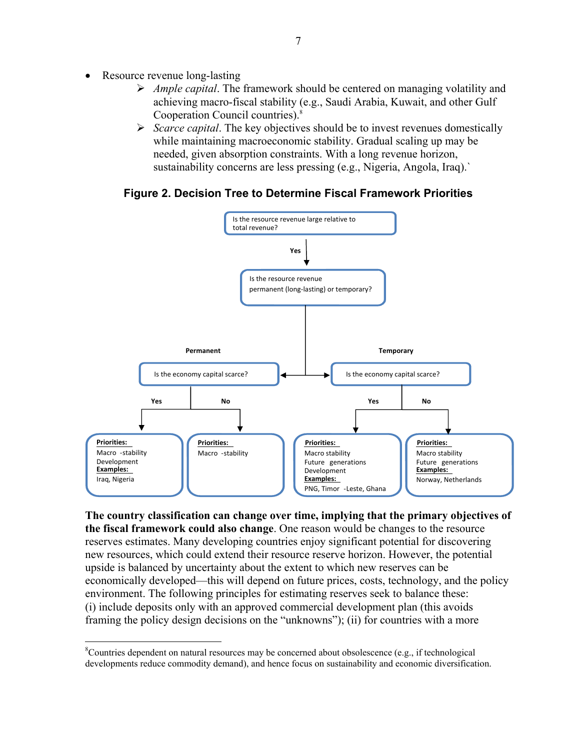- Resource revenue long-lasting
  - *Ample capital*. The framework should be centered on managing volatility and achieving macro-fiscal stability (e.g., Saudi Arabia, Kuwait, and other Gulf Cooperation Council countries).[8]
  - *Scarce capital*. The key objectives should be to invest revenues domestically while maintaining macroeconomic stability. Gradual scaling up may be needed, given absorption constraints. With a long revenue horizon, sustainability concerns are less pressing (e.g., Nigeria, Angola, Iraq).`

**Figure 2. Decision Tree to Determine Fiscal Framework Priorities**

- Is the resource revenue large relative to total revenue?
  - **Yes** → Is the resource revenue permanent (long-lasting) or temporary?
    - **Permanent** → Is the economy capital scarce?
      - **Yes** → **Priorities:** Macro-stability, Development. **Examples:** Iraq, Nigeria
      - **No** → **Priorities:** Macro-stability
    - **Temporary** → Is the economy capital scarce?
      - **Yes** → **Priorities:** Macro stability, Future generations, Development. **Examples:** PNG, Timor-Leste, Ghana
      - **No** → **Priorities:** Macro stability, Future generations. **Examples:** Norway, Netherlands

**The country classification can change over time, implying that the primary objectives of the fiscal framework could also change**. One reason would be changes to the resource reserves estimates. Many developing countries enjoy significant potential for discovering new resources, which could extend their resource reserve horizon. However, the potential upside is balanced by uncertainty about the extent to which new reserves can be economically developed—this will depend on future prices, costs, technology, and the policy environment. The following principles for estimating reserves seek to balance these: (i) include deposits only with an approved commercial development plan (this avoids framing the policy design decisions on the "unknowns"); (ii) for countries with a more

[8] Countries dependent on natural resources may be concerned about obsolescence (e.g., if technological developments reduce commodity demand), and hence focus on sustainability and economic diversification.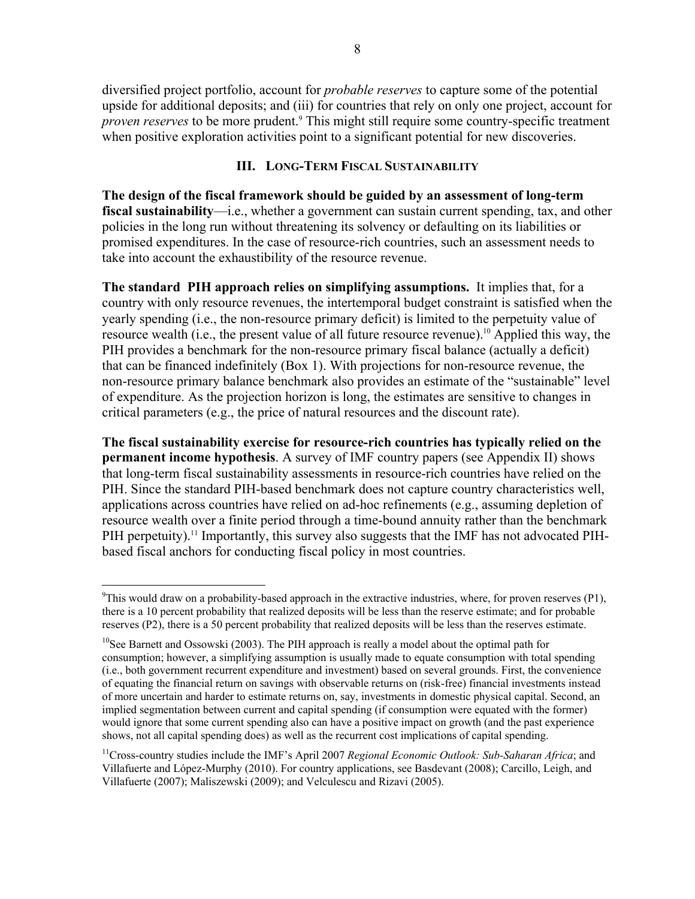diversified project portfolio, account for *probable reserves* to capture some of the potential upside for additional deposits; and (iii) for countries that rely on only one project, account for *proven reserves* to be more prudent.[9] This might still require some country-specific treatment when positive exploration activities point to a significant potential for new discoveries.

## III. Long-Term Fiscal Sustainability

**The design of the fiscal framework should be guided by an assessment of long-term fiscal sustainability**—i.e., whether a government can sustain current spending, tax, and other policies in the long run without threatening its solvency or defaulting on its liabilities or promised expenditures. In the case of resource-rich countries, such an assessment needs to take into account the exhaustibility of the resource revenue.

**The standard PIH approach relies on simplifying assumptions.** It implies that, for a country with only resource revenues, the intertemporal budget constraint is satisfied when the yearly spending (i.e., the non-resource primary deficit) is limited to the perpetuity value of resource wealth (i.e., the present value of all future resource revenue).[10] Applied this way, the PIH provides a benchmark for the non-resource primary fiscal balance (actually a deficit) that can be financed indefinitely (Box 1). With projections for non-resource revenue, the non-resource primary balance benchmark also provides an estimate of the "sustainable" level of expenditure. As the projection horizon is long, the estimates are sensitive to changes in critical parameters (e.g., the price of natural resources and the discount rate).

**The fiscal sustainability exercise for resource-rich countries has typically relied on the permanent income hypothesis**. A survey of IMF country papers (see Appendix II) shows that long-term fiscal sustainability assessments in resource-rich countries have relied on the PIH. Since the standard PIH-based benchmark does not capture country characteristics well, applications across countries have relied on ad-hoc refinements (e.g., assuming depletion of resource wealth over a finite period through a time-bound annuity rather than the benchmark PIH perpetuity).[11] Importantly, this survey also suggests that the IMF has not advocated PIH-based fiscal anchors for conducting fiscal policy in most countries.

---

[9] This would draw on a probability-based approach in the extractive industries, where, for proven reserves (P1), there is a 10 percent probability that realized deposits will be less than the reserve estimate; and for probable reserves (P2), there is a 50 percent probability that realized deposits will be less than the reserves estimate.

[10] See Barnett and Ossowski (2003). The PIH approach is really a model about the optimal path for consumption; however, a simplifying assumption is usually made to equate consumption with total spending (i.e., both government recurrent expenditure and investment) based on several grounds. First, the convenience of equating the financial return on savings with observable returns on (risk-free) financial investments instead of more uncertain and harder to estimate returns on, say, investments in domestic physical capital. Second, an implied segmentation between current and capital spending (if consumption were equated with the former) would ignore that some current spending also can have a positive impact on growth (and the past experience shows, not all capital spending does) as well as the recurrent cost implications of capital spending.

[11] Cross-country studies include the IMF's April 2007 *Regional Economic Outlook: Sub-Saharan Africa*; and Villafuerte and López-Murphy (2010). For country applications, see Basdevant (2008); Carcillo, Leigh, and Villafuerte (2007); Maliszewski (2009); and Velculescu and Rizavi (2005).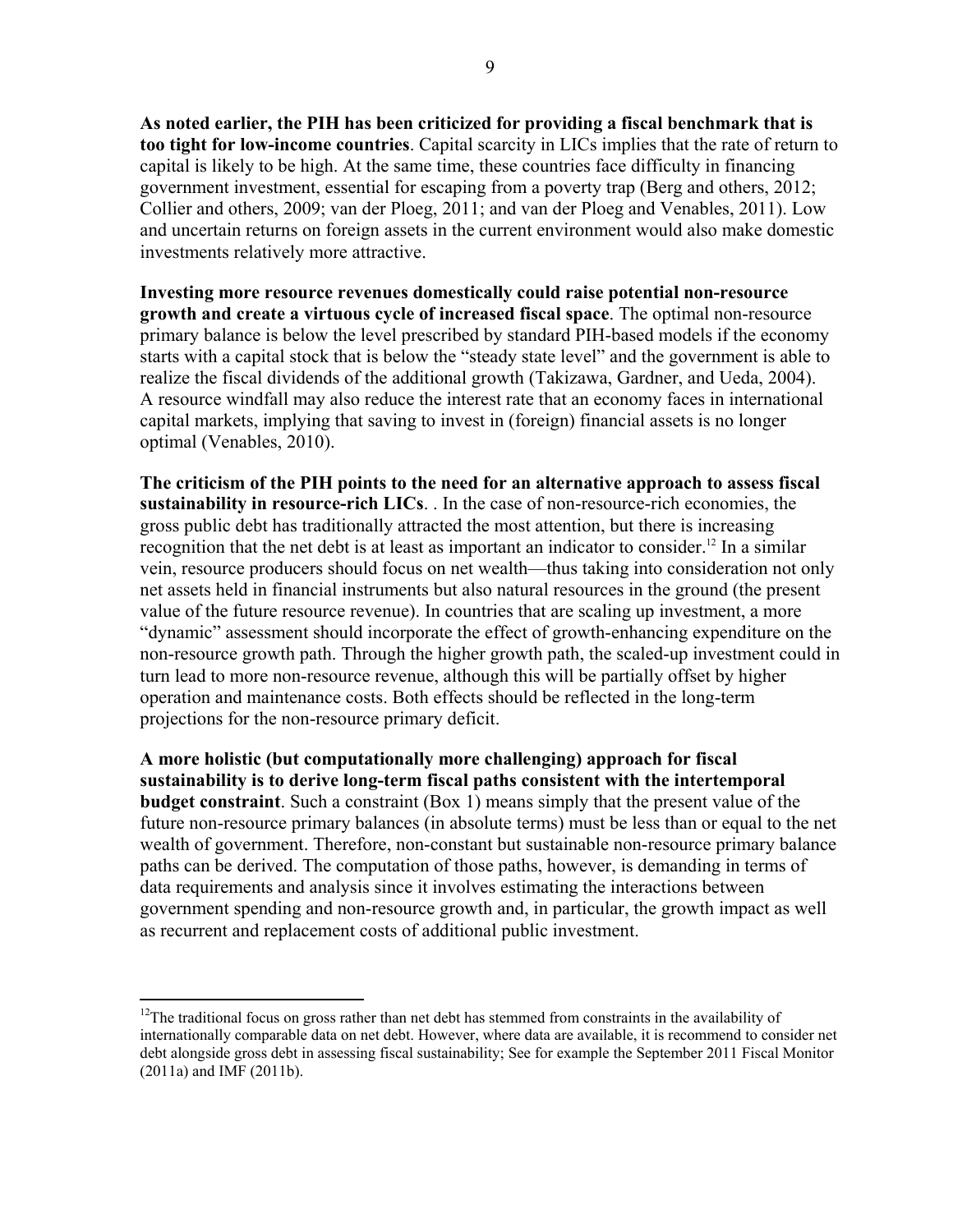**As noted earlier, the PIH has been criticized for providing a fiscal benchmark that is too tight for low-income countries**. Capital scarcity in LICs implies that the rate of return to capital is likely to be high. At the same time, these countries face difficulty in financing government investment, essential for escaping from a poverty trap (Berg and others, 2012; Collier and others, 2009; van der Ploeg, 2011; and van der Ploeg and Venables, 2011). Low and uncertain returns on foreign assets in the current environment would also make domestic investments relatively more attractive.

**Investing more resource revenues domestically could raise potential non-resource growth and create a virtuous cycle of increased fiscal space**. The optimal non-resource primary balance is below the level prescribed by standard PIH-based models if the economy starts with a capital stock that is below the "steady state level" and the government is able to realize the fiscal dividends of the additional growth (Takizawa, Gardner, and Ueda, 2004). A resource windfall may also reduce the interest rate that an economy faces in international capital markets, implying that saving to invest in (foreign) financial assets is no longer optimal (Venables, 2010).

**The criticism of the PIH points to the need for an alternative approach to assess fiscal sustainability in resource-rich LICs**. . In the case of non-resource-rich economies, the gross public debt has traditionally attracted the most attention, but there is increasing recognition that the net debt is at least as important an indicator to consider.[12] In a similar vein, resource producers should focus on net wealth—thus taking into consideration not only net assets held in financial instruments but also natural resources in the ground (the present value of the future resource revenue). In countries that are scaling up investment, a more "dynamic" assessment should incorporate the effect of growth-enhancing expenditure on the non-resource growth path. Through the higher growth path, the scaled-up investment could in turn lead to more non-resource revenue, although this will be partially offset by higher operation and maintenance costs. Both effects should be reflected in the long-term projections for the non-resource primary deficit.

**A more holistic (but computationally more challenging) approach for fiscal sustainability is to derive long-term fiscal paths consistent with the intertemporal budget constraint**. Such a constraint (Box 1) means simply that the present value of the future non-resource primary balances (in absolute terms) must be less than or equal to the net wealth of government. Therefore, non-constant but sustainable non-resource primary balance paths can be derived. The computation of those paths, however, is demanding in terms of data requirements and analysis since it involves estimating the interactions between government spending and non-resource growth and, in particular, the growth impact as well as recurrent and replacement costs of additional public investment.

---

[12] The traditional focus on gross rather than net debt has stemmed from constraints in the availability of internationally comparable data on net debt. However, where data are available, it is recommend to consider net debt alongside gross debt in assessing fiscal sustainability; See for example the September 2011 Fiscal Monitor (2011a) and IMF (2011b).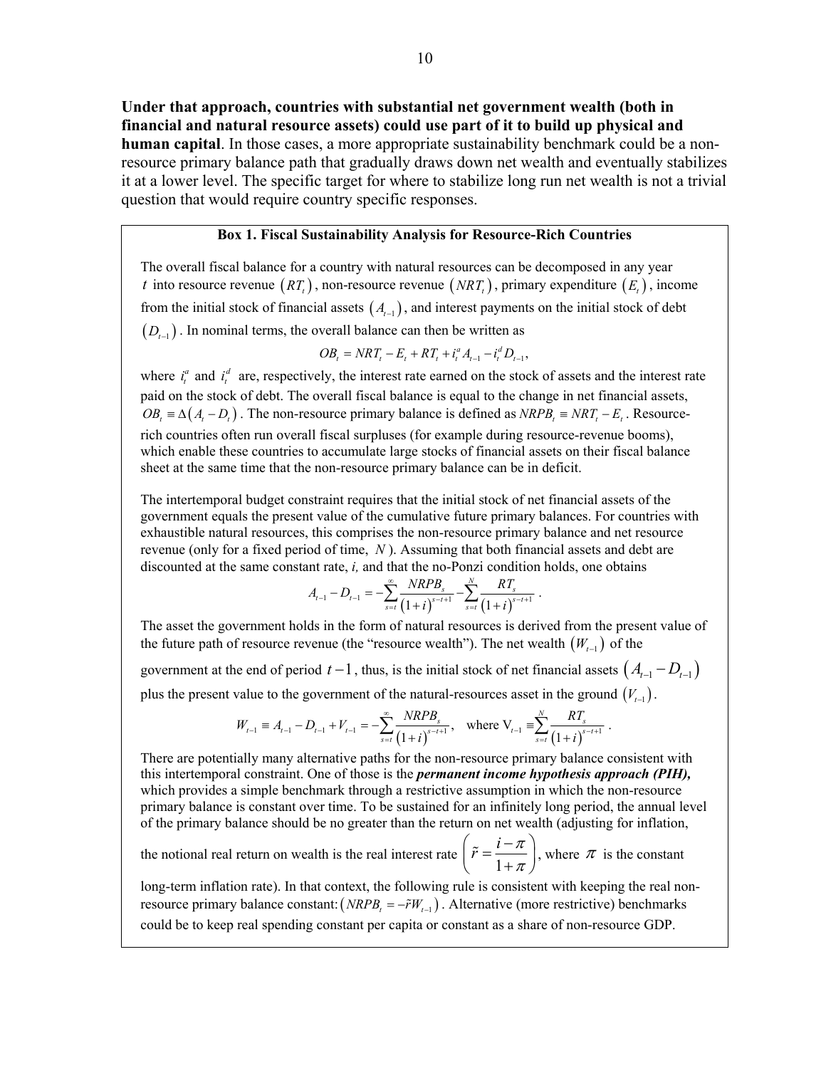**Under that approach, countries with substantial net government wealth (both in financial and natural resource assets) could use part of it to build up physical and human capital**. In those cases, a more appropriate sustainability benchmark could be a non-resource primary balance path that gradually draws down net wealth and eventually stabilizes it at a lower level. The specific target for where to stabilize long run net wealth is not a trivial question that would require country specific responses.

**Box 1. Fiscal Sustainability Analysis for Resource-Rich Countries**

The overall fiscal balance for a country with natural resources can be decomposed in any year $t$ into resource revenue $(RT_t)$, non-resource revenue $(NRT_t)$, primary expenditure $(E_t)$, income from the initial stock of financial assets $(A_{t-1})$, and interest payments on the initial stock of debt $(D_{t-1})$. In nominal terms, the overall balance can then be written as

$$OB_t = NRT_t - E_t + RT_t + i_t^a A_{t-1} - i_t^d D_{t-1},$$

where $i_t^a$ and $i_t^d$ are, respectively, the interest rate earned on the stock of assets and the interest rate paid on the stock of debt. The overall fiscal balance is equal to the change in net financial assets, $OB_t \equiv \Delta(A_t - D_t)$. The non-resource primary balance is defined as $NRPB_t \equiv NRT_t - E_t$. Resource-rich countries often run overall fiscal surpluses (for example during resource-revenue booms), which enable these countries to accumulate large stocks of financial assets on their fiscal balance sheet at the same time that the non-resource primary balance can be in deficit.

The intertemporal budget constraint requires that the initial stock of net financial assets of the government equals the present value of the cumulative future primary balances. For countries with exhaustible natural resources, this comprises the non-resource primary balance and net resource revenue (only for a fixed period of time, $N$). Assuming that both financial assets and debt are discounted at the same constant rate, *i,* and that the no-Ponzi condition holds, one obtains

$$A_{t-1} - D_{t-1} = -\sum_{s=t}^{\infty} \frac{NRPB_s}{(1+i)^{s-t+1}} - \sum_{s=t}^{N} \frac{RT_s}{(1+i)^{s-t+1}}.$$

The asset the government holds in the form of natural resources is derived from the present value of the future path of resource revenue (the "resource wealth"). The net wealth $(W_{t-1})$ of the government at the end of period $t-1$, thus, is the initial stock of net financial assets $(A_{t-1} - D_{t-1})$ plus the present value to the government of the natural-resources asset in the ground $(V_{t-1})$.

$$W_{t-1} \equiv A_{t-1} - D_{t-1} + V_{t-1} = -\sum_{s=t}^{\infty} \frac{NRPB_s}{(1+i)^{s-t+1}}, \quad \text{where } V_{t-1} \equiv \sum_{s=t}^{N} \frac{RT_s}{(1+i)^{s-t+1}}.$$

There are potentially many alternative paths for the non-resource primary balance consistent with this intertemporal constraint. One of those is the ***permanent income hypothesis approach (PIH),*** which provides a simple benchmark through a restrictive assumption in which the non-resource primary balance is constant over time. To be sustained for an infinitely long period, the annual level of the primary balance should be no greater than the return on net wealth (adjusting for inflation, the notional real return on wealth is the real interest rate $\left(\tilde{r} = \frac{i - \pi}{1 + \pi}\right)$, where $\pi$ is the constant long-term inflation rate). In that context, the following rule is consistent with keeping the real non-resource primary balance constant: $(NRPB_t = -\tilde{r} W_{t-1})$. Alternative (more restrictive) benchmarks could be to keep real spending constant per capita or constant as a share of non-resource GDP.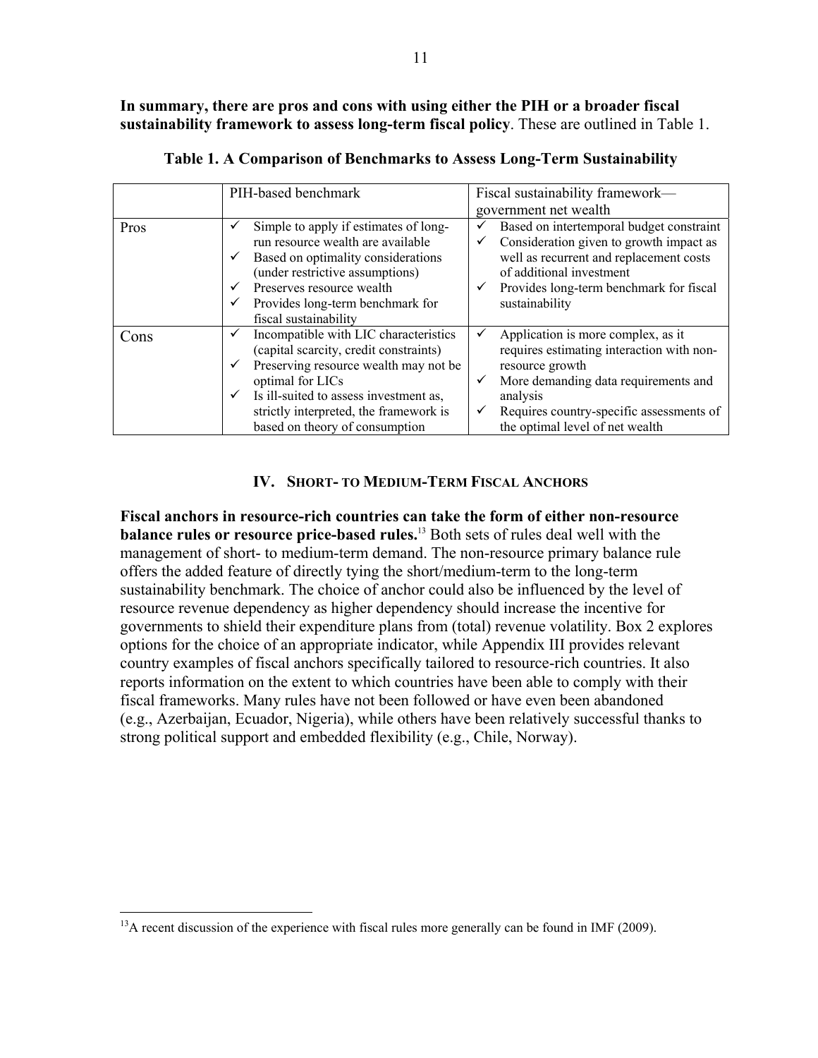**In summary, there are pros and cons with using either the PIH or a broader fiscal sustainability framework to assess long-term fiscal policy**. These are outlined in Table 1.

**Table 1. A Comparison of Benchmarks to Assess Long-Term Sustainability**

| | PIH-based benchmark | Fiscal sustainability framework—government net wealth |
|---|---|---|
| Pros | ✓ Simple to apply if estimates of long-run resource wealth are available<br>✓ Based on optimality considerations (under restrictive assumptions)<br>✓ Preserves resource wealth<br>✓ Provides long-term benchmark for fiscal sustainability | ✓ Based on intertemporal budget constraint<br>✓ Consideration given to growth impact as well as recurrent and replacement costs of additional investment<br>✓ Provides long-term benchmark for fiscal sustainability |
| Cons | ✓ Incompatible with LIC characteristics (capital scarcity, credit constraints)<br>✓ Preserving resource wealth may not be optimal for LICs<br>✓ Is ill-suited to assess investment as, strictly interpreted, the framework is based on theory of consumption | ✓ Application is more complex, as it requires estimating interaction with non-resource growth<br>✓ More demanding data requirements and analysis<br>✓ Requires country-specific assessments of the optimal level of net wealth |

## IV. Short- to Medium-Term Fiscal Anchors

**Fiscal anchors in resource-rich countries can take the form of either non-resource balance rules or resource price-based rules.**[13] Both sets of rules deal well with the management of short- to medium-term demand. The non-resource primary balance rule offers the added feature of directly tying the short/medium-term to the long-term sustainability benchmark. The choice of anchor could also be influenced by the level of resource revenue dependency as higher dependency should increase the incentive for governments to shield their expenditure plans from (total) revenue volatility. Box 2 explores options for the choice of an appropriate indicator, while Appendix III provides relevant country examples of fiscal anchors specifically tailored to resource-rich countries. It also reports information on the extent to which countries have been able to comply with their fiscal frameworks. Many rules have not been followed or have even been abandoned (e.g., Azerbaijan, Ecuador, Nigeria), while others have been relatively successful thanks to strong political support and embedded flexibility (e.g., Chile, Norway).

[13] A recent discussion of the experience with fiscal rules more generally can be found in IMF (2009).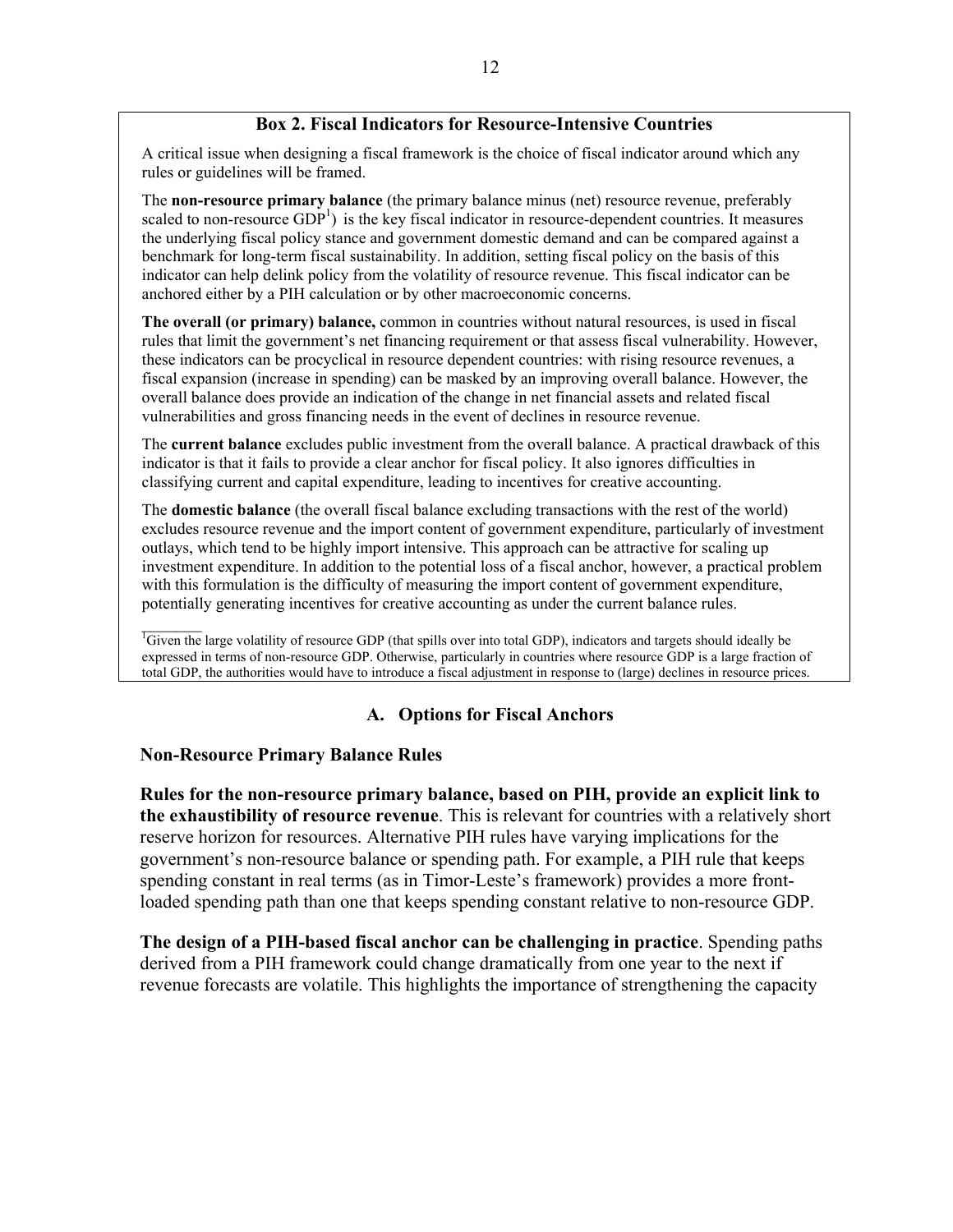### Box 2. Fiscal Indicators for Resource-Intensive Countries

A critical issue when designing a fiscal framework is the choice of fiscal indicator around which any rules or guidelines will be framed.

The **non-resource primary balance** (the primary balance minus (net) resource revenue, preferably scaled to non-resource GDP[1]) is the key fiscal indicator in resource-dependent countries. It measures the underlying fiscal policy stance and government domestic demand and can be compared against a benchmark for long-term fiscal sustainability. In addition, setting fiscal policy on the basis of this indicator can help delink policy from the volatility of resource revenue. This fiscal indicator can be anchored either by a PIH calculation or by other macroeconomic concerns.

**The overall (or primary) balance,** common in countries without natural resources, is used in fiscal rules that limit the government's net financing requirement or that assess fiscal vulnerability. However, these indicators can be procyclical in resource dependent countries: with rising resource revenues, a fiscal expansion (increase in spending) can be masked by an improving overall balance. However, the overall balance does provide an indication of the change in net financial assets and related fiscal vulnerabilities and gross financing needs in the event of declines in resource revenue.

The **current balance** excludes public investment from the overall balance. A practical drawback of this indicator is that it fails to provide a clear anchor for fiscal policy. It also ignores difficulties in classifying current and capital expenditure, leading to incentives for creative accounting.

The **domestic balance** (the overall fiscal balance excluding transactions with the rest of the world) excludes resource revenue and the import content of government expenditure, particularly of investment outlays, which tend to be highly import intensive. This approach can be attractive for scaling up investment expenditure. In addition to the potential loss of a fiscal anchor, however, a practical problem with this formulation is the difficulty of measuring the import content of government expenditure, potentially generating incentives for creative accounting as under the current balance rules.

[1] Given the large volatility of resource GDP (that spills over into total GDP), indicators and targets should ideally be expressed in terms of non-resource GDP. Otherwise, particularly in countries where resource GDP is a large fraction of total GDP, the authorities would have to introduce a fiscal adjustment in response to (large) declines in resource prices.

## A. Options for Fiscal Anchors

### Non-Resource Primary Balance Rules

**Rules for the non-resource primary balance, based on PIH, provide an explicit link to the exhaustibility of resource revenue**. This is relevant for countries with a relatively short reserve horizon for resources. Alternative PIH rules have varying implications for the government's non-resource balance or spending path. For example, a PIH rule that keeps spending constant in real terms (as in Timor-Leste's framework) provides a more front-loaded spending path than one that keeps spending constant relative to non-resource GDP.

**The design of a PIH-based fiscal anchor can be challenging in practice**. Spending paths derived from a PIH framework could change dramatically from one year to the next if revenue forecasts are volatile. This highlights the importance of strengthening the capacity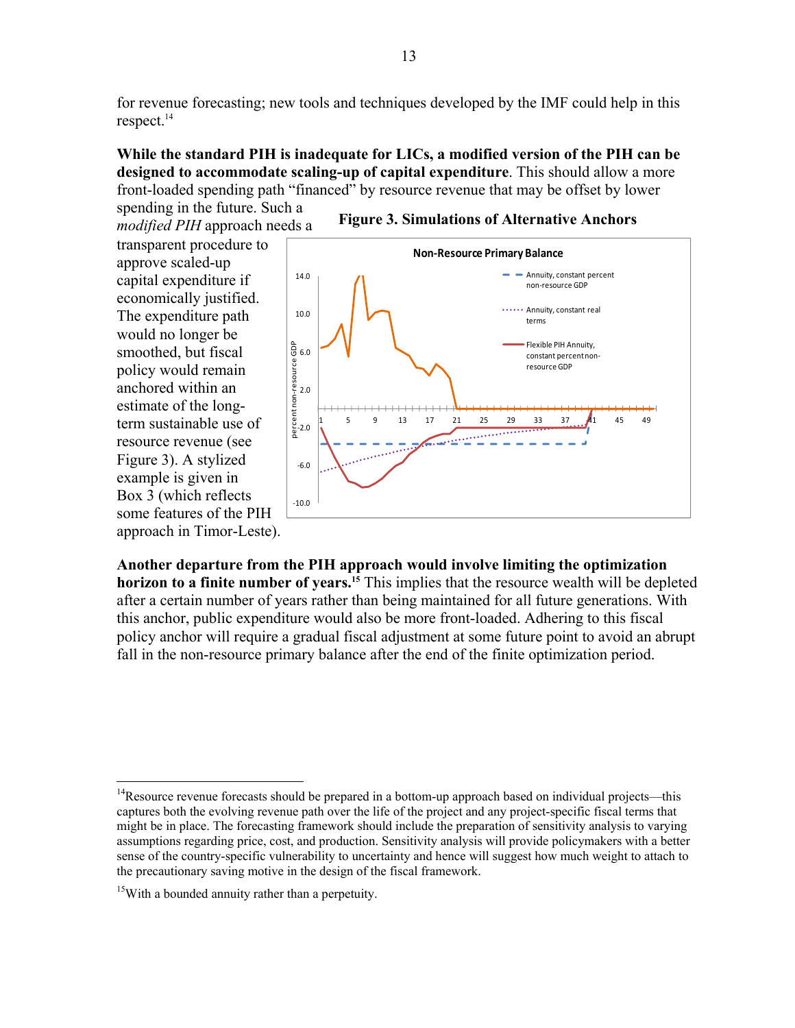for revenue forecasting; new tools and techniques developed by the IMF could help in this respect.[14]

**While the standard PIH is inadequate for LICs, a modified version of the PIH can be designed to accommodate scaling-up of capital expenditure**. This should allow a more front-loaded spending path "financed" by resource revenue that may be offset by lower spending in the future. Such a *modified PIH* approach needs a transparent procedure to approve scaled-up capital expenditure if economically justified. The expenditure path would no longer be smoothed, but fiscal policy would remain anchored within an estimate of the long-term sustainable use of resource revenue (see Figure 3). A stylized example is given in Box 3 (which reflects some features of the PIH approach in Timor-Leste).

**Figure 3. Simulations of Alternative Anchors**

**Another departure from the PIH approach would involve limiting the optimization horizon to a finite number of years.**[15] This implies that the resource wealth will be depleted after a certain number of years rather than being maintained for all future generations. With this anchor, public expenditure would also be more front-loaded. Adhering to this fiscal policy anchor will require a gradual fiscal adjustment at some future point to avoid an abrupt fall in the non-resource primary balance after the end of the finite optimization period.

[14] Resource revenue forecasts should be prepared in a bottom-up approach based on individual projects—this captures both the evolving revenue path over the life of the project and any project-specific fiscal terms that might be in place. The forecasting framework should include the preparation of sensitivity analysis to varying assumptions regarding price, cost, and production. Sensitivity analysis will provide policymakers with a better sense of the country-specific vulnerability to uncertainty and hence will suggest how much weight to attach to the precautionary saving motive in the design of the fiscal framework.

[15] With a bounded annuity rather than a perpetuity.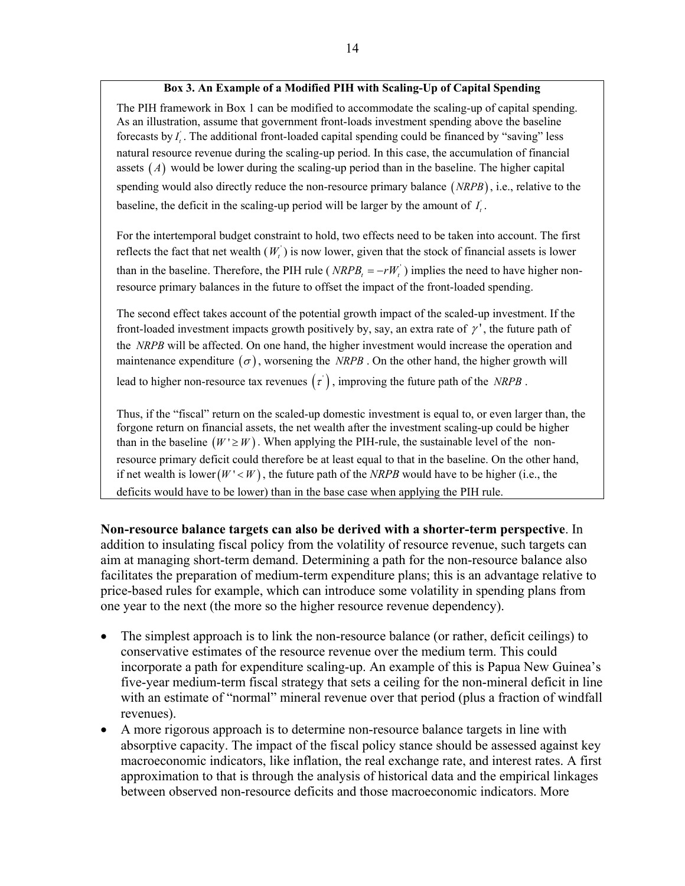**Box 3. An Example of a Modified PIH with Scaling-Up of Capital Spending**

The PIH framework in Box 1 can be modified to accommodate the scaling-up of capital spending. As an illustration, assume that government front-loads investment spending above the baseline forecasts by $I_t^{'}$. The additional front-loaded capital spending could be financed by "saving" less natural resource revenue during the scaling-up period. In this case, the accumulation of financial assets $(A)$ would be lower during the scaling-up period than in the baseline. The higher capital spending would also directly reduce the non-resource primary balance $(NRPB)$, i.e., relative to the baseline, the deficit in the scaling-up period will be larger by the amount of $I_t^{'}$.

For the intertemporal budget constraint to hold, two effects need to be taken into account. The first reflects the fact that net wealth ($W_t^{'}$) is now lower, given that the stock of financial assets is lower than in the baseline. Therefore, the PIH rule ($NRPB_t = -rW_t^{'}$) implies the need to have higher non-resource primary balances in the future to offset the impact of the front-loaded spending.

The second effect takes account of the potential growth impact of the scaled-up investment. If the front-loaded investment impacts growth positively by, say, an extra rate of $\gamma'$, the future path of the $NRPB$ will be affected. On one hand, the higher investment would increase the operation and maintenance expenditure $(\sigma)$, worsening the $NRPB$. On the other hand, the higher growth will lead to higher non-resource tax revenues $(\tau^{'})$, improving the future path of the $NRPB$.

Thus, if the "fiscal" return on the scaled-up domestic investment is equal to, or even larger than, the forgone return on financial assets, the net wealth after the investment scaling-up could be higher than in the baseline $(W' \geq W)$. When applying the PIH-rule, the sustainable level of the non-resource primary deficit could therefore be at least equal to that in the baseline. On the other hand, if net wealth is lower $(W' < W)$, the future path of the *NRPB* would have to be higher (i.e., the deficits would have to be lower) than in the base case when applying the PIH rule.

**Non-resource balance targets can also be derived with a shorter-term perspective**. In addition to insulating fiscal policy from the volatility of resource revenue, such targets can aim at managing short-term demand. Determining a path for the non-resource balance also facilitates the preparation of medium-term expenditure plans; this is an advantage relative to price-based rules for example, which can introduce some volatility in spending plans from one year to the next (the more so the higher resource revenue dependency).

- The simplest approach is to link the non-resource balance (or rather, deficit ceilings) to conservative estimates of the resource revenue over the medium term. This could incorporate a path for expenditure scaling-up. An example of this is Papua New Guinea's five-year medium-term fiscal strategy that sets a ceiling for the non-mineral deficit in line with an estimate of "normal" mineral revenue over that period (plus a fraction of windfall revenues).
- A more rigorous approach is to determine non-resource balance targets in line with absorptive capacity. The impact of the fiscal policy stance should be assessed against key macroeconomic indicators, like inflation, the real exchange rate, and interest rates. A first approximation to that is through the analysis of historical data and the empirical linkages between observed non-resource deficits and those macroeconomic indicators. More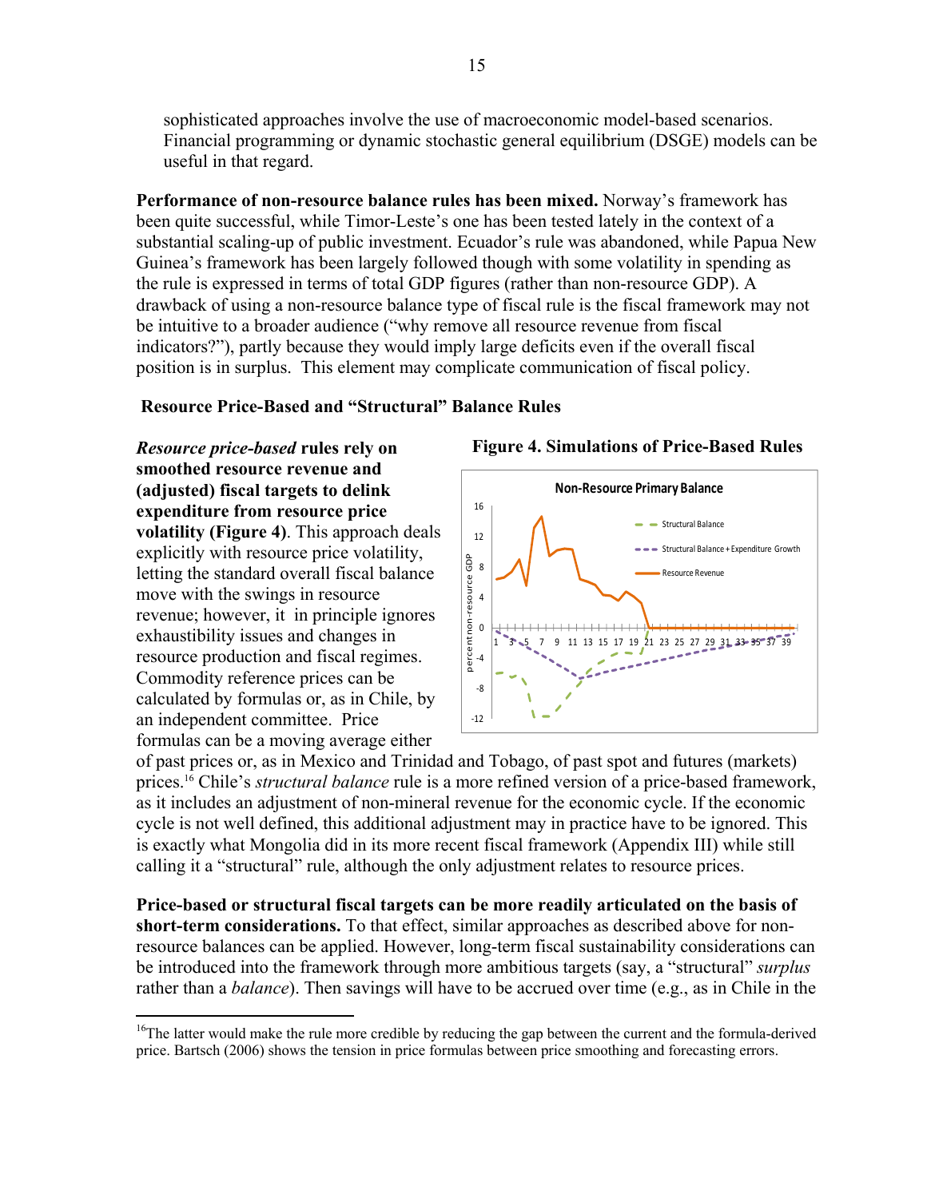sophisticated approaches involve the use of macroeconomic model-based scenarios. Financial programming or dynamic stochastic general equilibrium (DSGE) models can be useful in that regard.

**Performance of non-resource balance rules has been mixed.** Norway's framework has been quite successful, while Timor-Leste's one has been tested lately in the context of a substantial scaling-up of public investment. Ecuador's rule was abandoned, while Papua New Guinea's framework has been largely followed though with some volatility in spending as the rule is expressed in terms of total GDP figures (rather than non-resource GDP). A drawback of using a non-resource balance type of fiscal rule is the fiscal framework may not be intuitive to a broader audience ("why remove all resource revenue from fiscal indicators?"), partly because they would imply large deficits even if the overall fiscal position is in surplus. This element may complicate communication of fiscal policy.

### Resource Price-Based and "Structural" Balance Rules

***Resource price-based* rules rely on smoothed resource revenue and (adjusted) fiscal targets to delink expenditure from resource price volatility (Figure 4)**. This approach deals explicitly with resource price volatility, letting the standard overall fiscal balance move with the swings in resource revenue; however, it in principle ignores exhaustibility issues and changes in resource production and fiscal regimes. Commodity reference prices can be calculated by formulas or, as in Chile, by an independent committee. Price formulas can be a moving average either of past prices or, as in Mexico and Trinidad and Tobago, of past spot and futures (markets) prices.[16] Chile's *structural balance* rule is a more refined version of a price-based framework, as it includes an adjustment of non-mineral revenue for the economic cycle. If the economic cycle is not well defined, this additional adjustment may in practice have to be ignored. This is exactly what Mongolia did in its more recent fiscal framework (Appendix III) while still calling it a "structural" rule, although the only adjustment relates to resource prices.

**Figure 4. Simulations of Price-Based Rules**

**Price-based or structural fiscal targets can be more readily articulated on the basis of short-term considerations.** To that effect, similar approaches as described above for non-resource balances can be applied. However, long-term fiscal sustainability considerations can be introduced into the framework through more ambitious targets (say, a "structural" *surplus* rather than a *balance*). Then savings will have to be accrued over time (e.g., as in Chile in the

---

[16]The latter would make the rule more credible by reducing the gap between the current and the formula-derived price. Bartsch (2006) shows the tension in price formulas between price smoothing and forecasting errors.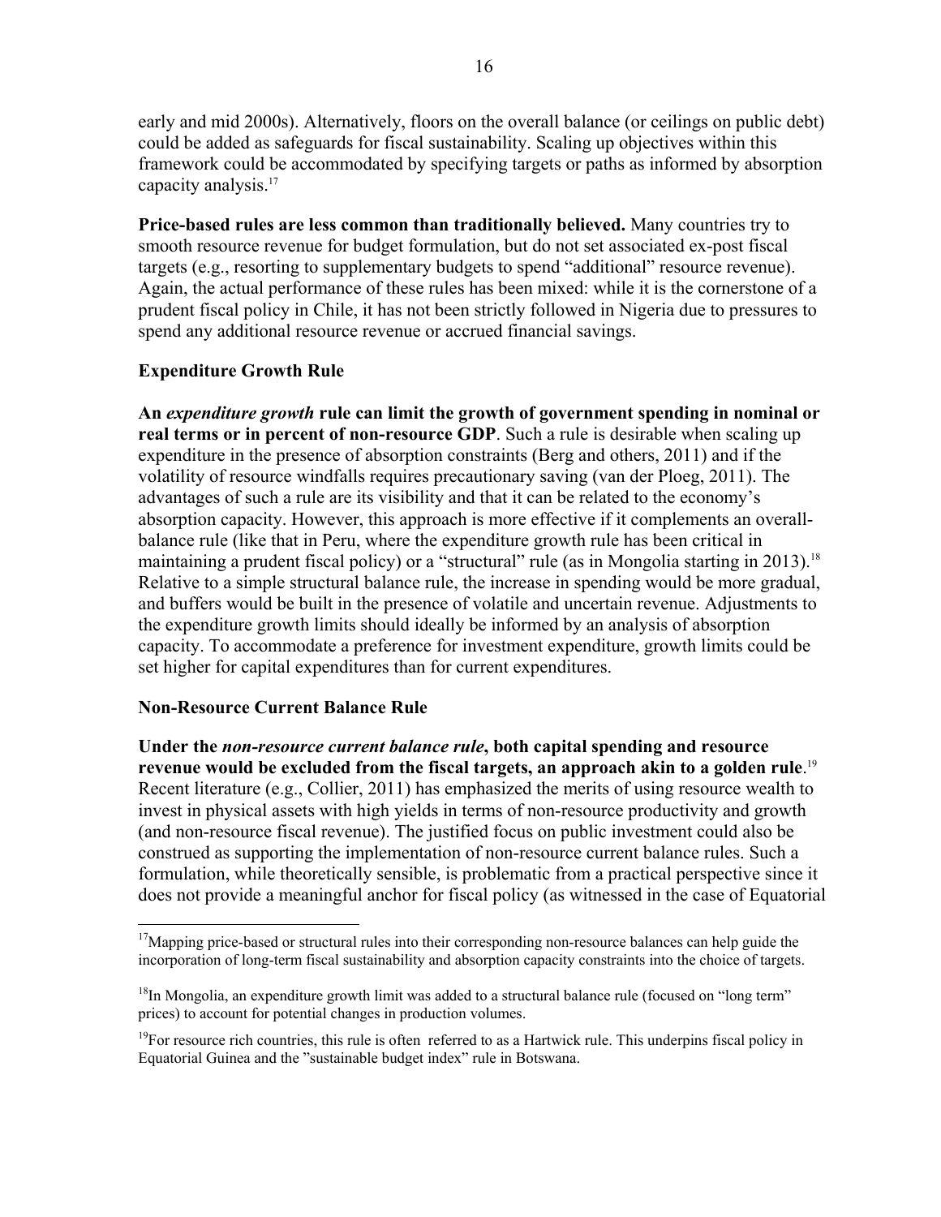early and mid 2000s). Alternatively, floors on the overall balance (or ceilings on public debt) could be added as safeguards for fiscal sustainability. Scaling up objectives within this framework could be accommodated by specifying targets or paths as informed by absorption capacity analysis.[17]

**Price-based rules are less common than traditionally believed.** Many countries try to smooth resource revenue for budget formulation, but do not set associated ex-post fiscal targets (e.g., resorting to supplementary budgets to spend "additional" resource revenue). Again, the actual performance of these rules has been mixed: while it is the cornerstone of a prudent fiscal policy in Chile, it has not been strictly followed in Nigeria due to pressures to spend any additional resource revenue or accrued financial savings.

### Expenditure Growth Rule

**An *expenditure growth* rule can limit the growth of government spending in nominal or real terms or in percent of non-resource GDP**. Such a rule is desirable when scaling up expenditure in the presence of absorption constraints (Berg and others, 2011) and if the volatility of resource windfalls requires precautionary saving (van der Ploeg, 2011). The advantages of such a rule are its visibility and that it can be related to the economy's absorption capacity. However, this approach is more effective if it complements an overall-balance rule (like that in Peru, where the expenditure growth rule has been critical in maintaining a prudent fiscal policy) or a "structural" rule (as in Mongolia starting in 2013).[18] Relative to a simple structural balance rule, the increase in spending would be more gradual, and buffers would be built in the presence of volatile and uncertain revenue. Adjustments to the expenditure growth limits should ideally be informed by an analysis of absorption capacity. To accommodate a preference for investment expenditure, growth limits could be set higher for capital expenditures than for current expenditures.

### Non-Resource Current Balance Rule

**Under the *non-resource current balance rule*, both capital spending and resource revenue would be excluded from the fiscal targets, an approach akin to a golden rule**.[19] Recent literature (e.g., Collier, 2011) has emphasized the merits of using resource wealth to invest in physical assets with high yields in terms of non-resource productivity and growth (and non-resource fiscal revenue). The justified focus on public investment could also be construed as supporting the implementation of non-resource current balance rules. Such a formulation, while theoretically sensible, is problematic from a practical perspective since it does not provide a meaningful anchor for fiscal policy (as witnessed in the case of Equatorial

---

[17] Mapping price-based or structural rules into their corresponding non-resource balances can help guide the incorporation of long-term fiscal sustainability and absorption capacity constraints into the choice of targets.

[18] In Mongolia, an expenditure growth limit was added to a structural balance rule (focused on "long term" prices) to account for potential changes in production volumes.

[19] For resource rich countries, this rule is often referred to as a Hartwick rule. This underpins fiscal policy in Equatorial Guinea and the "sustainable budget index" rule in Botswana.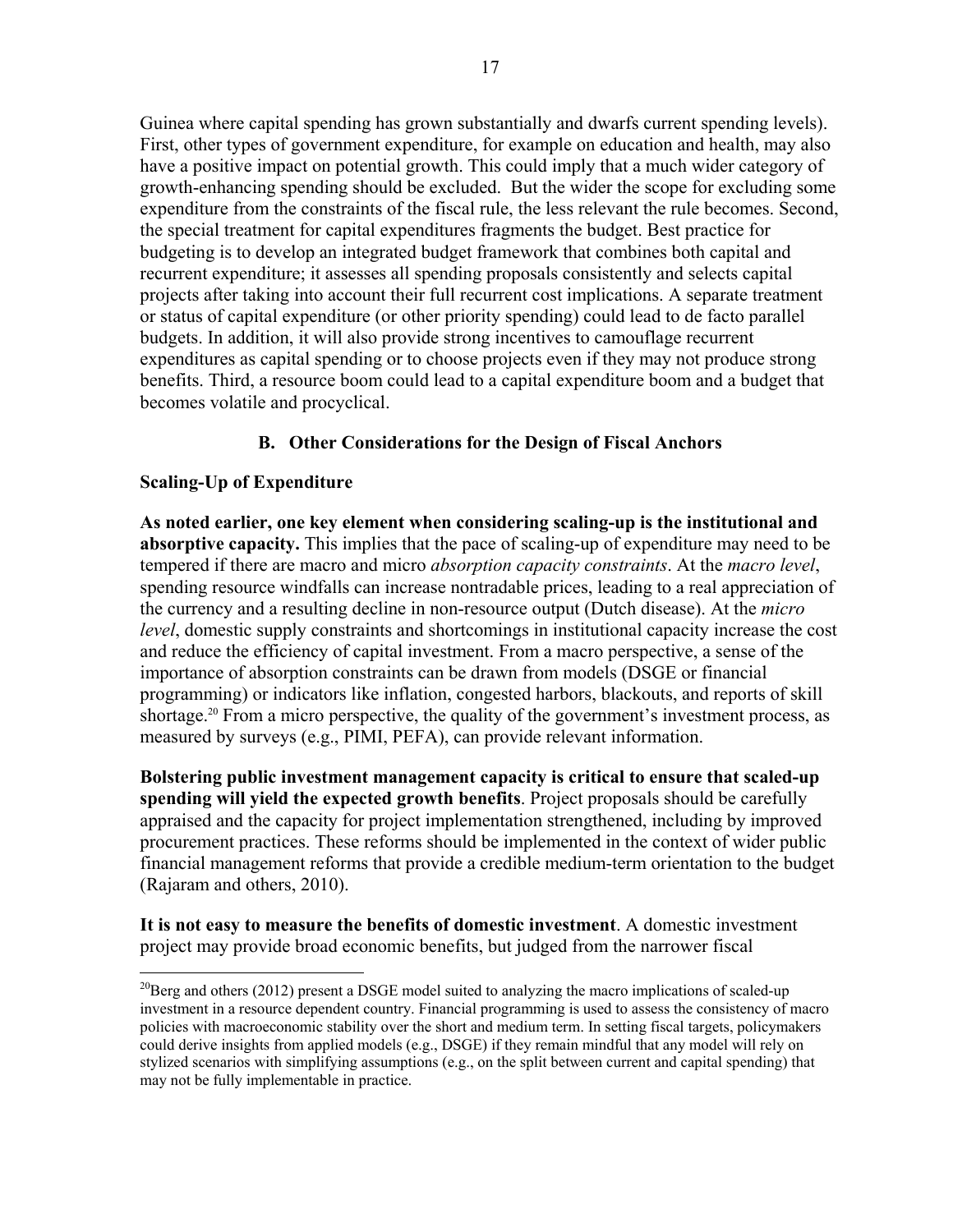Guinea where capital spending has grown substantially and dwarfs current spending levels). First, other types of government expenditure, for example on education and health, may also have a positive impact on potential growth. This could imply that a much wider category of growth-enhancing spending should be excluded. But the wider the scope for excluding some expenditure from the constraints of the fiscal rule, the less relevant the rule becomes. Second, the special treatment for capital expenditures fragments the budget. Best practice for budgeting is to develop an integrated budget framework that combines both capital and recurrent expenditure; it assesses all spending proposals consistently and selects capital projects after taking into account their full recurrent cost implications. A separate treatment or status of capital expenditure (or other priority spending) could lead to de facto parallel budgets. In addition, it will also provide strong incentives to camouflage recurrent expenditures as capital spending or to choose projects even if they may not produce strong benefits. Third, a resource boom could lead to a capital expenditure boom and a budget that becomes volatile and procyclical.

## B. Other Considerations for the Design of Fiscal Anchors

### Scaling-Up of Expenditure

**As noted earlier, one key element when considering scaling-up is the institutional and absorptive capacity.** This implies that the pace of scaling-up of expenditure may need to be tempered if there are macro and micro *absorption capacity constraints*. At the *macro level*, spending resource windfalls can increase nontradable prices, leading to a real appreciation of the currency and a resulting decline in non-resource output (Dutch disease). At the *micro level*, domestic supply constraints and shortcomings in institutional capacity increase the cost and reduce the efficiency of capital investment. From a macro perspective, a sense of the importance of absorption constraints can be drawn from models (DSGE or financial programming) or indicators like inflation, congested harbors, blackouts, and reports of skill shortage.[20] From a micro perspective, the quality of the government's investment process, as measured by surveys (e.g., PIMI, PEFA), can provide relevant information.

**Bolstering public investment management capacity is critical to ensure that scaled-up spending will yield the expected growth benefits**. Project proposals should be carefully appraised and the capacity for project implementation strengthened, including by improved procurement practices. These reforms should be implemented in the context of wider public financial management reforms that provide a credible medium-term orientation to the budget (Rajaram and others, 2010).

**It is not easy to measure the benefits of domestic investment**. A domestic investment project may provide broad economic benefits, but judged from the narrower fiscal

[20] Berg and others (2012) present a DSGE model suited to analyzing the macro implications of scaled-up investment in a resource dependent country. Financial programming is used to assess the consistency of macro policies with macroeconomic stability over the short and medium term. In setting fiscal targets, policymakers could derive insights from applied models (e.g., DSGE) if they remain mindful that any model will rely on stylized scenarios with simplifying assumptions (e.g., on the split between current and capital spending) that may not be fully implementable in practice.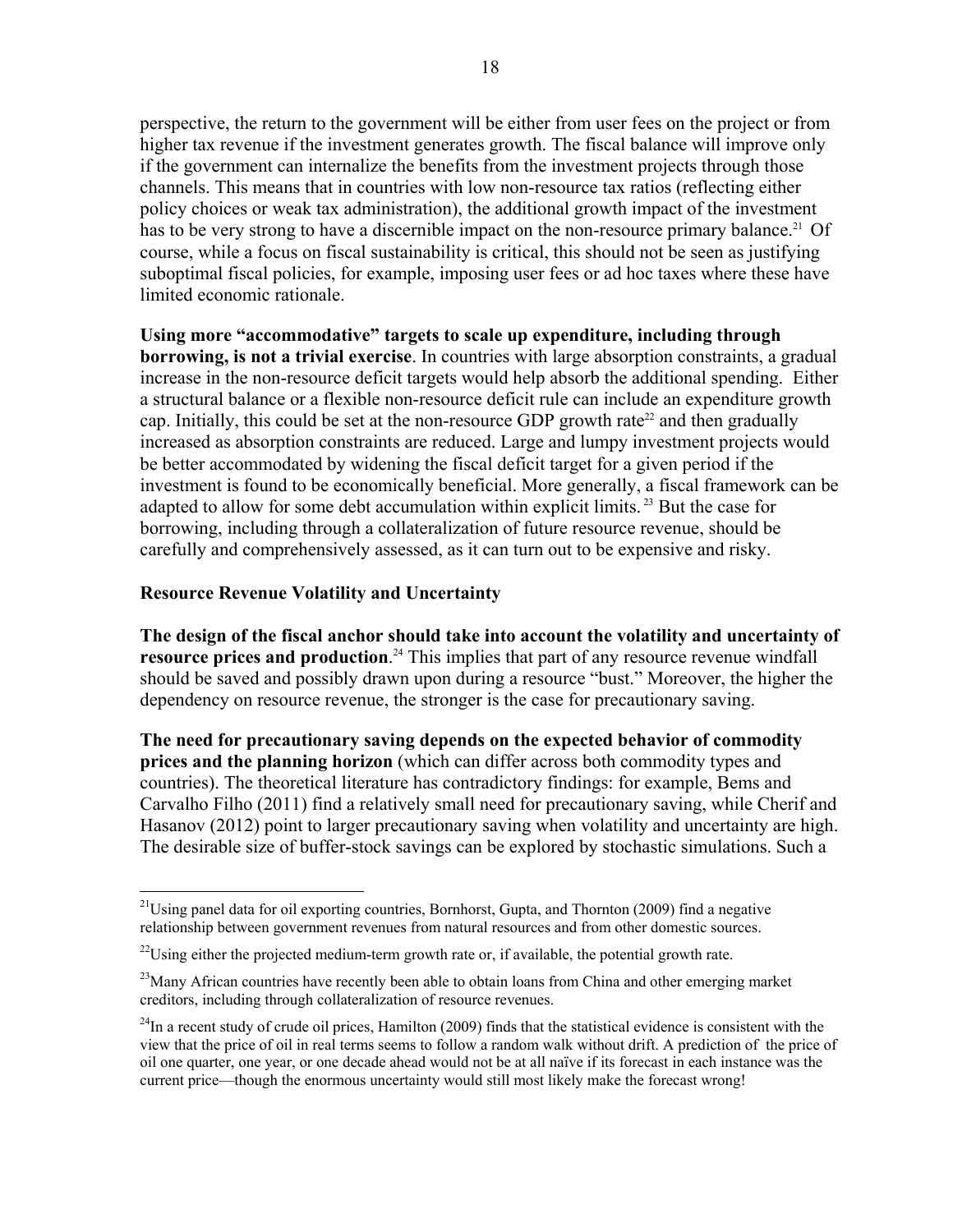perspective, the return to the government will be either from user fees on the project or from higher tax revenue if the investment generates growth. The fiscal balance will improve only if the government can internalize the benefits from the investment projects through those channels. This means that in countries with low non-resource tax ratios (reflecting either policy choices or weak tax administration), the additional growth impact of the investment has to be very strong to have a discernible impact on the non-resource primary balance.[21] Of course, while a focus on fiscal sustainability is critical, this should not be seen as justifying suboptimal fiscal policies, for example, imposing user fees or ad hoc taxes where these have limited economic rationale.

**Using more "accommodative" targets to scale up expenditure, including through borrowing, is not a trivial exercise**. In countries with large absorption constraints, a gradual increase in the non-resource deficit targets would help absorb the additional spending. Either a structural balance or a flexible non-resource deficit rule can include an expenditure growth cap. Initially, this could be set at the non-resource GDP growth rate[22] and then gradually increased as absorption constraints are reduced. Large and lumpy investment projects would be better accommodated by widening the fiscal deficit target for a given period if the investment is found to be economically beneficial. More generally, a fiscal framework can be adapted to allow for some debt accumulation within explicit limits.[23] But the case for borrowing, including through a collateralization of future resource revenue, should be carefully and comprehensively assessed, as it can turn out to be expensive and risky.

**Resource Revenue Volatility and Uncertainty**

**The design of the fiscal anchor should take into account the volatility and uncertainty of resource prices and production**.[24] This implies that part of any resource revenue windfall should be saved and possibly drawn upon during a resource "bust." Moreover, the higher the dependency on resource revenue, the stronger is the case for precautionary saving.

**The need for precautionary saving depends on the expected behavior of commodity prices and the planning horizon** (which can differ across both commodity types and countries). The theoretical literature has contradictory findings: for example, Bems and Carvalho Filho (2011) find a relatively small need for precautionary saving, while Cherif and Hasanov (2012) point to larger precautionary saving when volatility and uncertainty are high. The desirable size of buffer-stock savings can be explored by stochastic simulations. Such a

---

[21] Using panel data for oil exporting countries, Bornhorst, Gupta, and Thornton (2009) find a negative relationship between government revenues from natural resources and from other domestic sources.

[22] Using either the projected medium-term growth rate or, if available, the potential growth rate.

[23] Many African countries have recently been able to obtain loans from China and other emerging market creditors, including through collateralization of resource revenues.

[24] In a recent study of crude oil prices, Hamilton (2009) finds that the statistical evidence is consistent with the view that the price of oil in real terms seems to follow a random walk without drift. A prediction of the price of oil one quarter, one year, or one decade ahead would not be at all naïve if its forecast in each instance was the current price—though the enormous uncertainty would still most likely make the forecast wrong!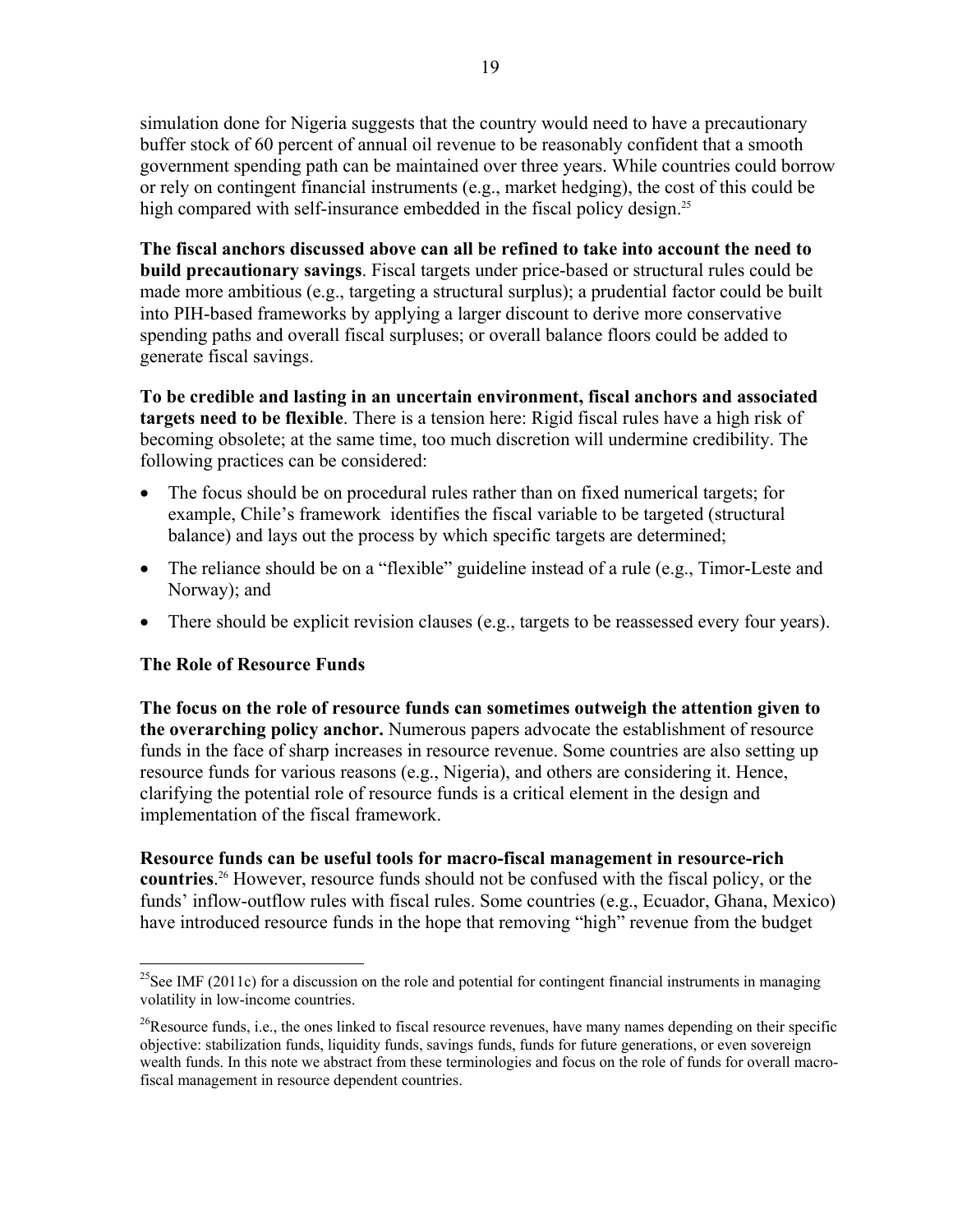simulation done for Nigeria suggests that the country would need to have a precautionary buffer stock of 60 percent of annual oil revenue to be reasonably confident that a smooth government spending path can be maintained over three years. While countries could borrow or rely on contingent financial instruments (e.g., market hedging), the cost of this could be high compared with self-insurance embedded in the fiscal policy design.[25]

**The fiscal anchors discussed above can all be refined to take into account the need to build precautionary savings**. Fiscal targets under price-based or structural rules could be made more ambitious (e.g., targeting a structural surplus); a prudential factor could be built into PIH-based frameworks by applying a larger discount to derive more conservative spending paths and overall fiscal surpluses; or overall balance floors could be added to generate fiscal savings.

**To be credible and lasting in an uncertain environment, fiscal anchors and associated targets need to be flexible**. There is a tension here: Rigid fiscal rules have a high risk of becoming obsolete; at the same time, too much discretion will undermine credibility. The following practices can be considered:

- The focus should be on procedural rules rather than on fixed numerical targets; for example, Chile's framework identifies the fiscal variable to be targeted (structural balance) and lays out the process by which specific targets are determined;
- The reliance should be on a "flexible" guideline instead of a rule (e.g., Timor-Leste and Norway); and
- There should be explicit revision clauses (e.g., targets to be reassessed every four years).

### The Role of Resource Funds

**The focus on the role of resource funds can sometimes outweigh the attention given to the overarching policy anchor.** Numerous papers advocate the establishment of resource funds in the face of sharp increases in resource revenue. Some countries are also setting up resource funds for various reasons (e.g., Nigeria), and others are considering it. Hence, clarifying the potential role of resource funds is a critical element in the design and implementation of the fiscal framework.

**Resource funds can be useful tools for macro-fiscal management in resource-rich countries**.[26] However, resource funds should not be confused with the fiscal policy, or the funds' inflow-outflow rules with fiscal rules. Some countries (e.g., Ecuador, Ghana, Mexico) have introduced resource funds in the hope that removing "high" revenue from the budget

---

[25] See IMF (2011c) for a discussion on the role and potential for contingent financial instruments in managing volatility in low-income countries.

[26] Resource funds, i.e., the ones linked to fiscal resource revenues, have many names depending on their specific objective: stabilization funds, liquidity funds, savings funds, funds for future generations, or even sovereign wealth funds. In this note we abstract from these terminologies and focus on the role of funds for overall macro-fiscal management in resource dependent countries.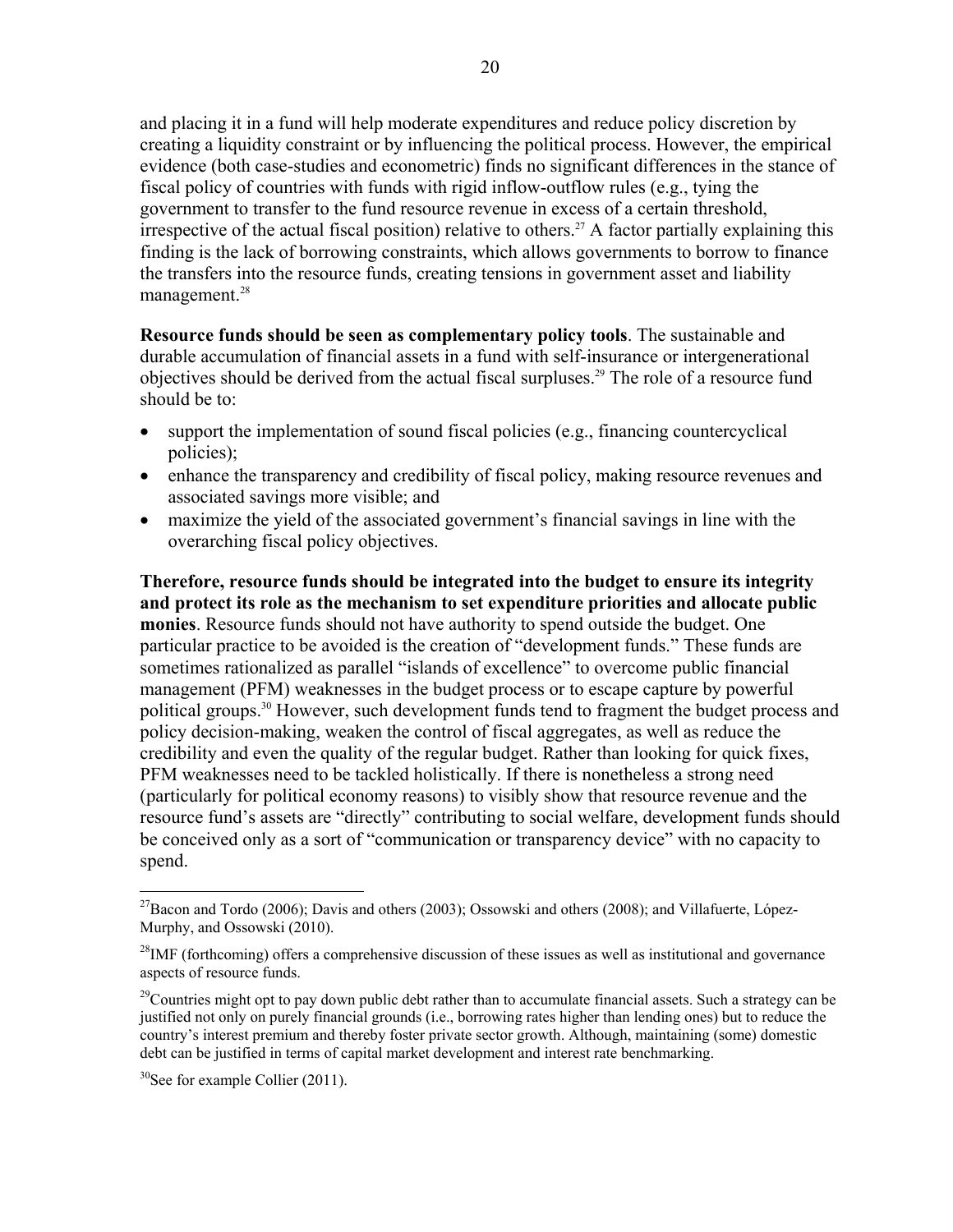and placing it in a fund will help moderate expenditures and reduce policy discretion by creating a liquidity constraint or by influencing the political process. However, the empirical evidence (both case-studies and econometric) finds no significant differences in the stance of fiscal policy of countries with funds with rigid inflow-outflow rules (e.g., tying the government to transfer to the fund resource revenue in excess of a certain threshold, irrespective of the actual fiscal position) relative to others.[27] A factor partially explaining this finding is the lack of borrowing constraints, which allows governments to borrow to finance the transfers into the resource funds, creating tensions in government asset and liability management.[28]

**Resource funds should be seen as complementary policy tools**. The sustainable and durable accumulation of financial assets in a fund with self-insurance or intergenerational objectives should be derived from the actual fiscal surpluses.[29] The role of a resource fund should be to:

- support the implementation of sound fiscal policies (e.g., financing countercyclical policies);
- enhance the transparency and credibility of fiscal policy, making resource revenues and associated savings more visible; and
- maximize the yield of the associated government's financial savings in line with the overarching fiscal policy objectives.

**Therefore, resource funds should be integrated into the budget to ensure its integrity and protect its role as the mechanism to set expenditure priorities and allocate public monies**. Resource funds should not have authority to spend outside the budget. One particular practice to be avoided is the creation of "development funds." These funds are sometimes rationalized as parallel "islands of excellence" to overcome public financial management (PFM) weaknesses in the budget process or to escape capture by powerful political groups.[30] However, such development funds tend to fragment the budget process and policy decision-making, weaken the control of fiscal aggregates, as well as reduce the credibility and even the quality of the regular budget. Rather than looking for quick fixes, PFM weaknesses need to be tackled holistically. If there is nonetheless a strong need (particularly for political economy reasons) to visibly show that resource revenue and the resource fund's assets are "directly" contributing to social welfare, development funds should be conceived only as a sort of "communication or transparency device" with no capacity to spend.

---

[27] Bacon and Tordo (2006); Davis and others (2003); Ossowski and others (2008); and Villafuerte, López-Murphy, and Ossowski (2010).

[28] IMF (forthcoming) offers a comprehensive discussion of these issues as well as institutional and governance aspects of resource funds.

[29] Countries might opt to pay down public debt rather than to accumulate financial assets. Such a strategy can be justified not only on purely financial grounds (i.e., borrowing rates higher than lending ones) but to reduce the country's interest premium and thereby foster private sector growth. Although, maintaining (some) domestic debt can be justified in terms of capital market development and interest rate benchmarking.

[30] See for example Collier (2011).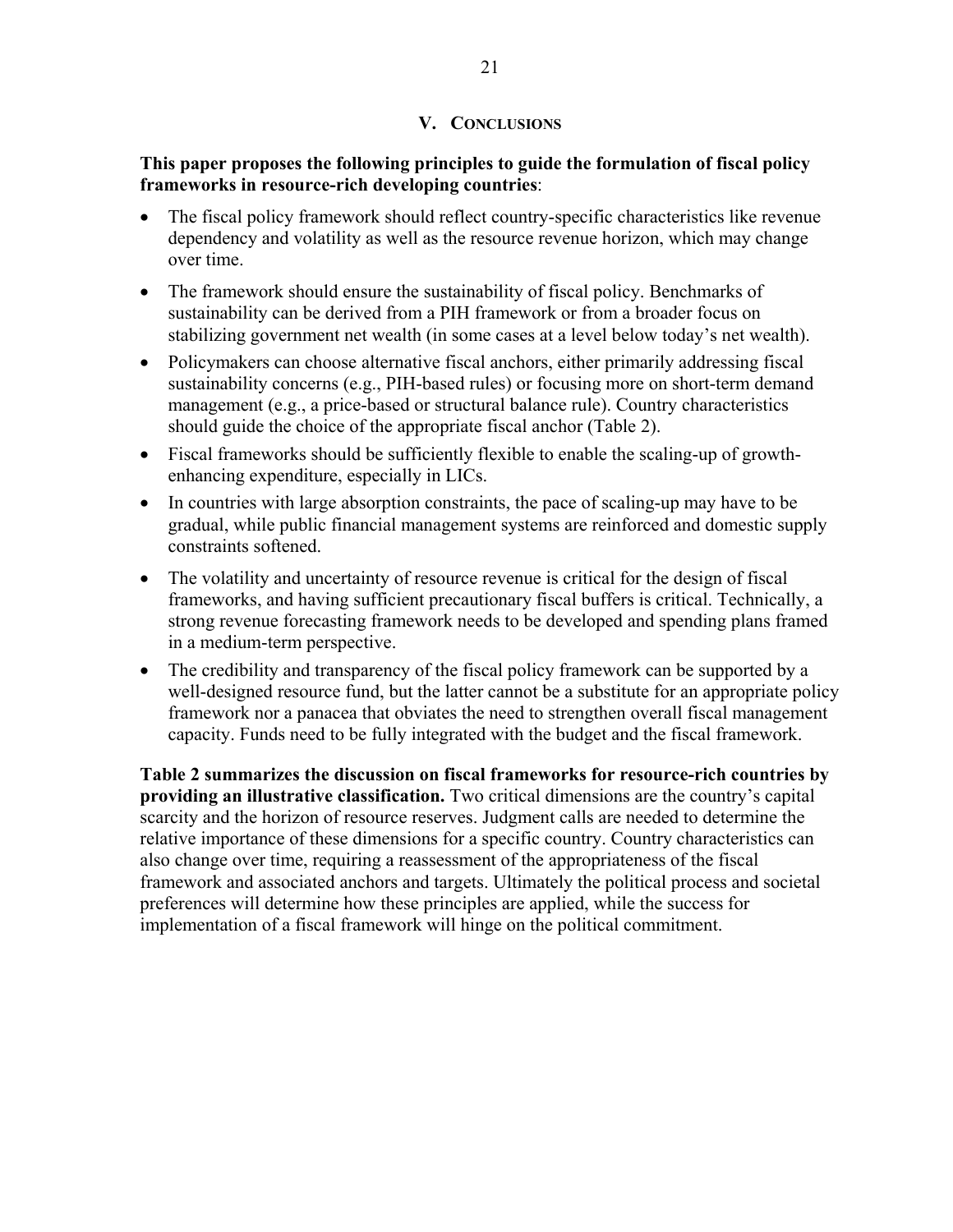## V. CONCLUSIONS

**This paper proposes the following principles to guide the formulation of fiscal policy frameworks in resource-rich developing countries**:

- The fiscal policy framework should reflect country-specific characteristics like revenue dependency and volatility as well as the resource revenue horizon, which may change over time.
- The framework should ensure the sustainability of fiscal policy. Benchmarks of sustainability can be derived from a PIH framework or from a broader focus on stabilizing government net wealth (in some cases at a level below today's net wealth).
- Policymakers can choose alternative fiscal anchors, either primarily addressing fiscal sustainability concerns (e.g., PIH-based rules) or focusing more on short-term demand management (e.g., a price-based or structural balance rule). Country characteristics should guide the choice of the appropriate fiscal anchor (Table 2).
- Fiscal frameworks should be sufficiently flexible to enable the scaling-up of growth-enhancing expenditure, especially in LICs.
- In countries with large absorption constraints, the pace of scaling-up may have to be gradual, while public financial management systems are reinforced and domestic supply constraints softened.
- The volatility and uncertainty of resource revenue is critical for the design of fiscal frameworks, and having sufficient precautionary fiscal buffers is critical. Technically, a strong revenue forecasting framework needs to be developed and spending plans framed in a medium-term perspective.
- The credibility and transparency of the fiscal policy framework can be supported by a well-designed resource fund, but the latter cannot be a substitute for an appropriate policy framework nor a panacea that obviates the need to strengthen overall fiscal management capacity. Funds need to be fully integrated with the budget and the fiscal framework.

**Table 2 summarizes the discussion on fiscal frameworks for resource-rich countries by providing an illustrative classification.** Two critical dimensions are the country's capital scarcity and the horizon of resource reserves. Judgment calls are needed to determine the relative importance of these dimensions for a specific country. Country characteristics can also change over time, requiring a reassessment of the appropriateness of the fiscal framework and associated anchors and targets. Ultimately the political process and societal preferences will determine how these principles are applied, while the success for implementation of a fiscal framework will hinge on the political commitment.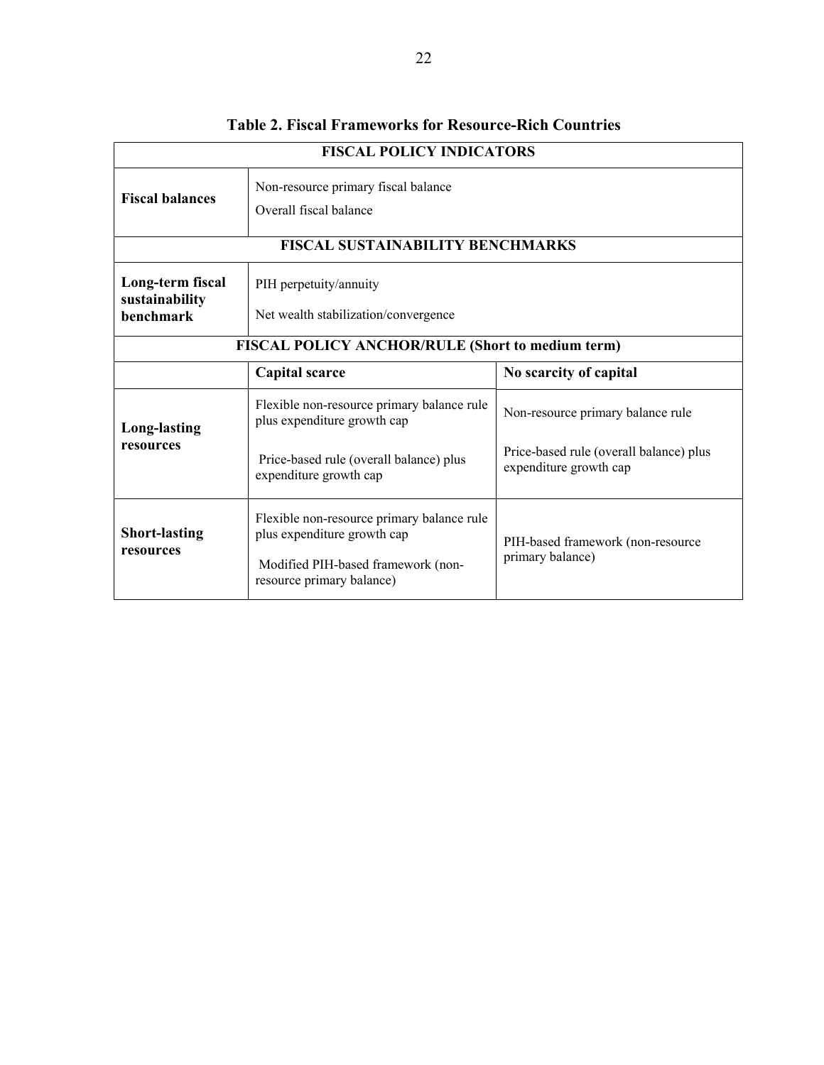**Table 2. Fiscal Frameworks for Resource-Rich Countries**

| FISCAL POLICY INDICATORS | | |
|---|---|---|
| **Fiscal balances** | Non-resource primary fiscal balance<br>Overall fiscal balance | |
| **FISCAL SUSTAINABILITY BENCHMARKS** | | |
| **Long-term fiscal sustainability benchmark** | PIH perpetuity/annuity<br>Net wealth stabilization/convergence | |
| **FISCAL POLICY ANCHOR/RULE (Short to medium term)** | | |
| | **Capital scarce** | **No scarcity of capital** |
| **Long-lasting resources** | Flexible non-resource primary balance rule plus expenditure growth cap<br>Price-based rule (overall balance) plus expenditure growth cap | Non-resource primary balance rule<br>Price-based rule (overall balance) plus expenditure growth cap |
| **Short-lasting resources** | Flexible non-resource primary balance rule plus expenditure growth cap<br>Modified PIH-based framework (non-resource primary balance) | PIH-based framework (non-resource primary balance) |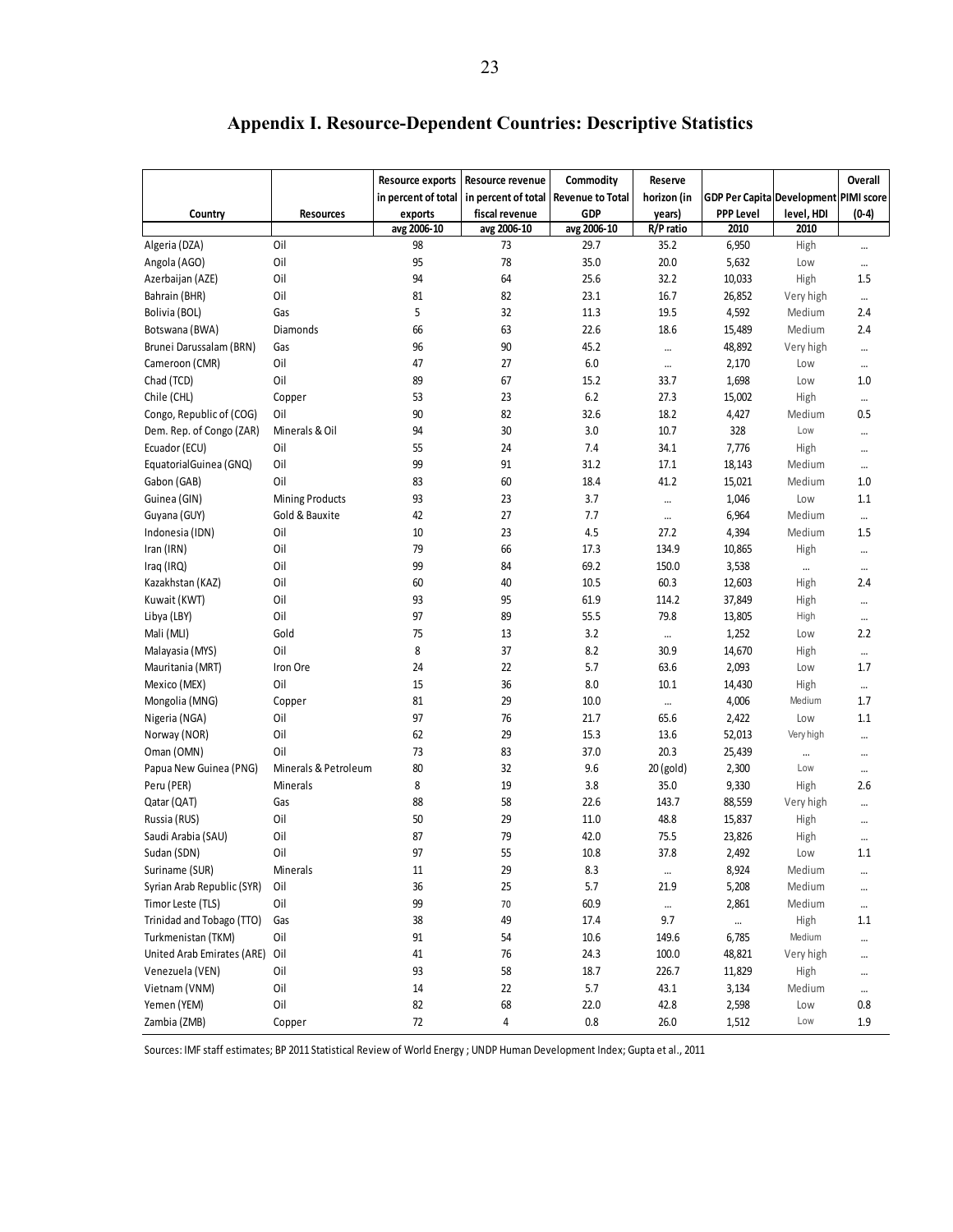# Appendix I. Resource-Dependent Countries: Descriptive Statistics

| Country | Resources | Resource exports in percent of total exports | Resource revenue in percent of total fiscal revenue | Commodity Revenue to Total GDP | Reserve horizon (in years) | GDP Per Capita PPP Level | Development level, HDI | Overall PIMI score (0-4) |
|---|---|---|---|---|---|---|---|---|
| | | avg 2006-10 | avg 2006-10 | avg 2006-10 | R/P ratio | 2010 | 2010 | |
| Algeria (DZA) | Oil | 98 | 73 | 29.7 | 35.2 | 6,950 | High | ... |
| Angola (AGO) | Oil | 95 | 78 | 35.0 | 20.0 | 5,632 | Low | ... |
| Azerbaijan (AZE) | Oil | 94 | 64 | 25.6 | 32.2 | 10,033 | High | 1.5 |
| Bahrain (BHR) | Oil | 81 | 82 | 23.1 | 16.7 | 26,852 | Very high | ... |
| Bolivia (BOL) | Gas | 5 | 32 | 11.3 | 19.5 | 4,592 | Medium | 2.4 |
| Botswana (BWA) | Diamonds | 66 | 63 | 22.6 | 18.6 | 15,489 | Medium | 2.4 |
| Brunei Darussalam (BRN) | Gas | 96 | 90 | 45.2 | ... | 48,892 | Very high | ... |
| Cameroon (CMR) | Oil | 47 | 27 | 6.0 | ... | 2,170 | Low | ... |
| Chad (TCD) | Oil | 89 | 67 | 15.2 | 33.7 | 1,698 | Low | 1.0 |
| Chile (CHL) | Copper | 53 | 23 | 6.2 | 27.3 | 15,002 | High | ... |
| Congo, Republic of (COG) | Oil | 90 | 82 | 32.6 | 18.2 | 4,427 | Medium | 0.5 |
| Dem. Rep. of Congo (ZAR) | Minerals & Oil | 94 | 30 | 3.0 | 10.7 | 328 | Low | ... |
| Ecuador (ECU) | Oil | 55 | 24 | 7.4 | 34.1 | 7,776 | High | ... |
| EquatorialGuinea (GNQ) | Oil | 99 | 91 | 31.2 | 17.1 | 18,143 | Medium | ... |
| Gabon (GAB) | Oil | 83 | 60 | 18.4 | 41.2 | 15,021 | Medium | 1.0 |
| Guinea (GIN) | Mining Products | 93 | 23 | 3.7 | ... | 1,046 | Low | 1.1 |
| Guyana (GUY) | Gold & Bauxite | 42 | 27 | 7.7 | ... | 6,964 | Medium | ... |
| Indonesia (IDN) | Oil | 10 | 23 | 4.5 | 27.2 | 4,394 | Medium | 1.5 |
| Iran (IRN) | Oil | 79 | 66 | 17.3 | 134.9 | 10,865 | High | ... |
| Iraq (IRQ) | Oil | 99 | 84 | 69.2 | 150.0 | 3,538 | ... | ... |
| Kazakhstan (KAZ) | Oil | 60 | 40 | 10.5 | 60.3 | 12,603 | High | 2.4 |
| Kuwait (KWT) | Oil | 93 | 95 | 61.9 | 114.2 | 37,849 | High | ... |
| Libya (LBY) | Oil | 97 | 89 | 55.5 | 79.8 | 13,805 | High | ... |
| Mali (MLI) | Gold | 75 | 13 | 3.2 | ... | 1,252 | Low | 2.2 |
| Malayasia (MYS) | Oil | 8 | 37 | 8.2 | 30.9 | 14,670 | High | ... |
| Mauritania (MRT) | Iron Ore | 24 | 22 | 5.7 | 63.6 | 2,093 | Low | 1.7 |
| Mexico (MEX) | Oil | 15 | 36 | 8.0 | 10.1 | 14,430 | High | ... |
| Mongolia (MNG) | Copper | 81 | 29 | 10.0 | ... | 4,006 | Medium | 1.7 |
| Nigeria (NGA) | Oil | 97 | 76 | 21.7 | 65.6 | 2,422 | Low | 1.1 |
| Norway (NOR) | Oil | 62 | 29 | 15.3 | 13.6 | 52,013 | Very high | ... |
| Oman (OMN) | Oil | 73 | 83 | 37.0 | 20.3 | 25,439 | ... | ... |
| Papua New Guinea (PNG) | Minerals & Petroleum | 80 | 32 | 9.6 | 20 (gold) | 2,300 | Low | ... |
| Peru (PER) | Minerals | 8 | 19 | 3.8 | 35.0 | 9,330 | High | 2.6 |
| Qatar (QAT) | Gas | 88 | 58 | 22.6 | 143.7 | 88,559 | Very high | ... |
| Russia (RUS) | Oil | 50 | 29 | 11.0 | 48.8 | 15,837 | High | ... |
| Saudi Arabia (SAU) | Oil | 87 | 79 | 42.0 | 75.5 | 23,826 | High | ... |
| Sudan (SDN) | Oil | 97 | 55 | 10.8 | 37.8 | 2,492 | Low | 1.1 |
| Suriname (SUR) | Minerals | 11 | 29 | 8.3 | ... | 8,924 | Medium | ... |
| Syrian Arab Republic (SYR) | Oil | 36 | 25 | 5.7 | 21.9 | 5,208 | Medium | ... |
| Timor Leste (TLS) | Oil | 99 | 70 | 60.9 | ... | 2,861 | Medium | ... |
| Trinidad and Tobago (TTO) | Gas | 38 | 49 | 17.4 | 9.7 | ... | High | 1.1 |
| Turkmenistan (TKM) | Oil | 91 | 54 | 10.6 | 149.6 | 6,785 | Medium | ... |
| United Arab Emirates (ARE) | Oil | 41 | 76 | 24.3 | 100.0 | 48,821 | Very high | ... |
| Venezuela (VEN) | Oil | 93 | 58 | 18.7 | 226.7 | 11,829 | High | ... |
| Vietnam (VNM) | Oil | 14 | 22 | 5.7 | 43.1 | 3,134 | Medium | ... |
| Yemen (YEM) | Oil | 82 | 68 | 22.0 | 42.8 | 2,598 | Low | 0.8 |
| Zambia (ZMB) | Copper | 72 | 4 | 0.8 | 26.0 | 1,512 | Low | 1.9 |

Sources: IMF staff estimates; BP 2011 Statistical Review of World Energy ; UNDP Human Development Index; Gupta et al., 2011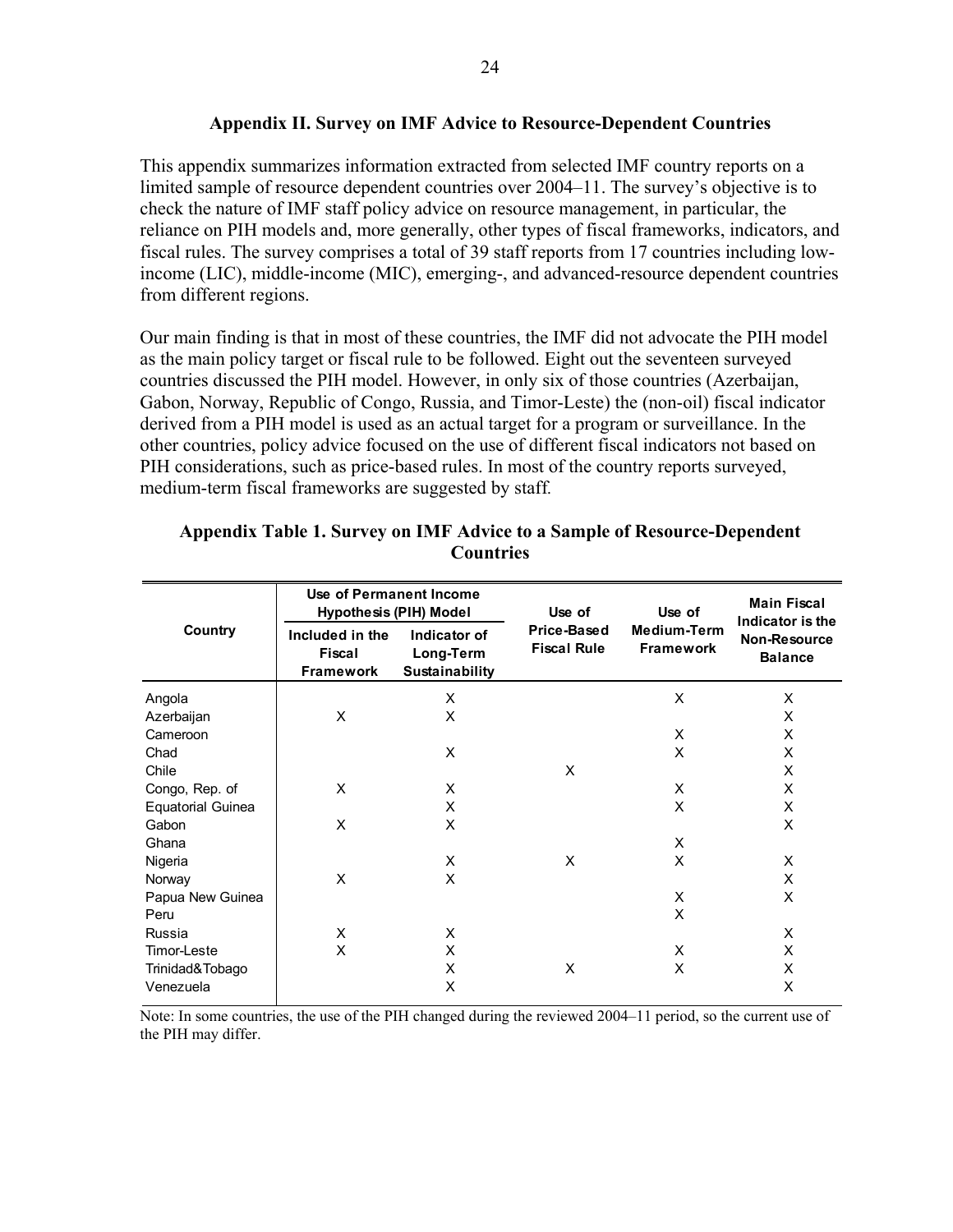## Appendix II. Survey on IMF Advice to Resource-Dependent Countries

This appendix summarizes information extracted from selected IMF country reports on a limited sample of resource dependent countries over 2004–11. The survey's objective is to check the nature of IMF staff policy advice on resource management, in particular, the reliance on PIH models and, more generally, other types of fiscal frameworks, indicators, and fiscal rules. The survey comprises a total of 39 staff reports from 17 countries including low-income (LIC), middle-income (MIC), emerging-, and advanced-resource dependent countries from different regions.

Our main finding is that in most of these countries, the IMF did not advocate the PIH model as the main policy target or fiscal rule to be followed. Eight out the seventeen surveyed countries discussed the PIH model. However, in only six of those countries (Azerbaijan, Gabon, Norway, Republic of Congo, Russia, and Timor-Leste) the (non-oil) fiscal indicator derived from a PIH model is used as an actual target for a program or surveillance. In the other countries, policy advice focused on the use of different fiscal indicators not based on PIH considerations, such as price-based rules. In most of the country reports surveyed, medium-term fiscal frameworks are suggested by staff.

**Appendix Table 1. Survey on IMF Advice to a Sample of Resource-Dependent Countries**

| Country | Use of Permanent Income Hypothesis (PIH) Model | | Use of Price-Based Fiscal Rule | Use of Medium-Term Framework | Main Fiscal Indicator is the Non-Resource Balance |
|---|---|---|---|---|---|
| | Included in the Fiscal Framework | Indicator of Long-Term Sustainability | | | |
| Angola | | X | | X | X |
| Azerbaijan | X | X | | | X |
| Cameroon | | | | X | X |
| Chad | | X | | X | X |
| Chile | | | X | | X |
| Congo, Rep. of | X | X | | X | X |
| Equatorial Guinea | | X | | X | X |
| Gabon | X | X | | | X |
| Ghana | | | | X | |
| Nigeria | | X | X | X | X |
| Norway | X | X | | | X |
| Papua New Guinea | | | | X | X |
| Peru | | | | X | |
| Russia | X | X | | | X |
| Timor-Leste | X | X | | X | X |
| Trinidad&Tobago | | X | X | X | X |
| Venezuela | | X | | | X |

Note: In some countries, the use of the PIH changed during the reviewed 2004–11 period, so the current use of the PIH may differ.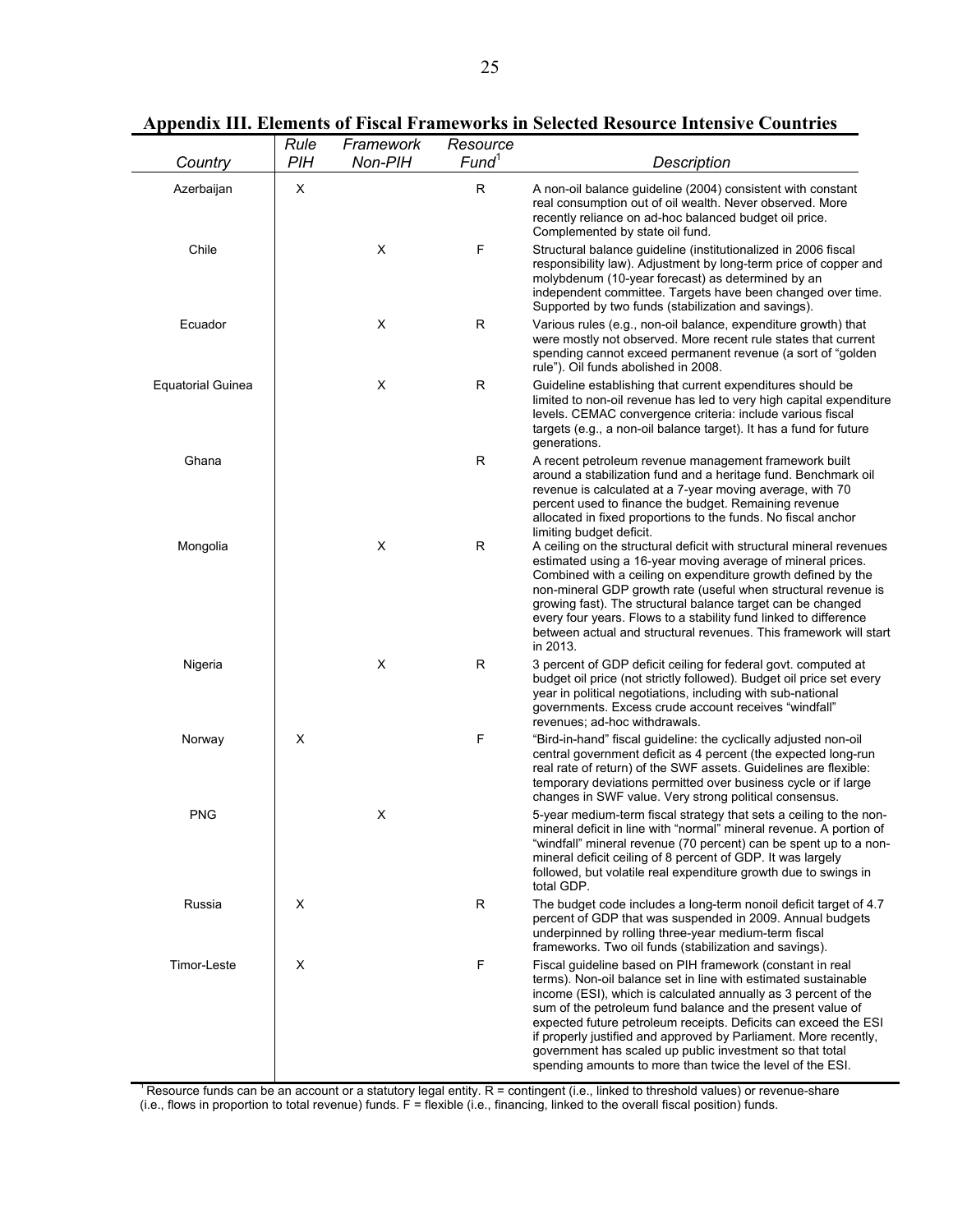## Appendix III. Elements of Fiscal Frameworks in Selected Resource Intensive Countries

| Country | Rule PIH | Framework Non-PIH | Resource Fund[1] | Description |
|---|---|---|---|---|
| Azerbaijan | X | | R | A non-oil balance guideline (2004) consistent with constant real consumption out of oil wealth. Never observed. More recently reliance on ad-hoc balanced budget oil price. Complemented by state oil fund. |
| Chile | | X | F | Structural balance guideline (institutionalized in 2006 fiscal responsibility law). Adjustment by long-term price of copper and molybdenum (10-year forecast) as determined by an independent committee. Targets have been changed over time. Supported by two funds (stabilization and savings). |
| Ecuador | | X | R | Various rules (e.g., non-oil balance, expenditure growth) that were mostly not observed. More recent rule states that current spending cannot exceed permanent revenue (a sort of "golden rule"). Oil funds abolished in 2008. |
| Equatorial Guinea | | X | R | Guideline establishing that current expenditures should be limited to non-oil revenue has led to very high capital expenditure levels. CEMAC convergence criteria: include various fiscal targets (e.g., a non-oil balance target). It has a fund for future generations. |
| Ghana | | | R | A recent petroleum revenue management framework built around a stabilization fund and a heritage fund. Benchmark oil revenue is calculated at a 7-year moving average, with 70 percent used to finance the budget. Remaining revenue allocated in fixed proportions to the funds. No fiscal anchor limiting budget deficit. |
| Mongolia | | X | R | A ceiling on the structural deficit with structural mineral revenues estimated using a 16-year moving average of mineral prices. Combined with a ceiling on expenditure growth defined by the non-mineral GDP growth rate (useful when structural revenue is growing fast). The structural balance target can be changed every four years. Flows to a stability fund linked to difference between actual and structural revenues. This framework will start in 2013. |
| Nigeria | | X | R | 3 percent of GDP deficit ceiling for federal govt. computed at budget oil price (not strictly followed). Budget oil price set every year in political negotiations, including with sub-national governments. Excess crude account receives "windfall" revenues; ad-hoc withdrawals. |
| Norway | X | | F | "Bird-in-hand" fiscal guideline: the cyclically adjusted non-oil central government deficit as 4 percent (the expected long-run real rate of return) of the SWF assets. Guidelines are flexible: temporary deviations permitted over business cycle or if large changes in SWF value. Very strong political consensus. |
| PNG | | X | | 5-year medium-term fiscal strategy that sets a ceiling to the non-mineral deficit in line with "normal" mineral revenue. A portion of "windfall" mineral revenue (70 percent) can be spent up to a non-mineral deficit ceiling of 8 percent of GDP. It was largely followed, but volatile real expenditure growth due to swings in total GDP. |
| Russia | X | | R | The budget code includes a long-term nonoil deficit target of 4.7 percent of GDP that was suspended in 2009. Annual budgets underpinned by rolling three-year medium-term fiscal frameworks. Two oil funds (stabilization and savings). |
| Timor-Leste | X | | F | Fiscal guideline based on PIH framework (constant in real terms). Non-oil balance set in line with estimated sustainable income (ESI), which is calculated annually as 3 percent of the sum of the petroleum fund balance and the present value of expected future petroleum receipts. Deficits can exceed the ESI if properly justified and approved by Parliament. More recently, government has scaled up public investment so that total spending amounts to more than twice the level of the ESI. |

[1] Resource funds can be an account or a statutory legal entity. R = contingent (i.e., linked to threshold values) or revenue-share (i.e., flows in proportion to total revenue) funds. F = flexible (i.e., financing, linked to the overall fiscal position) funds.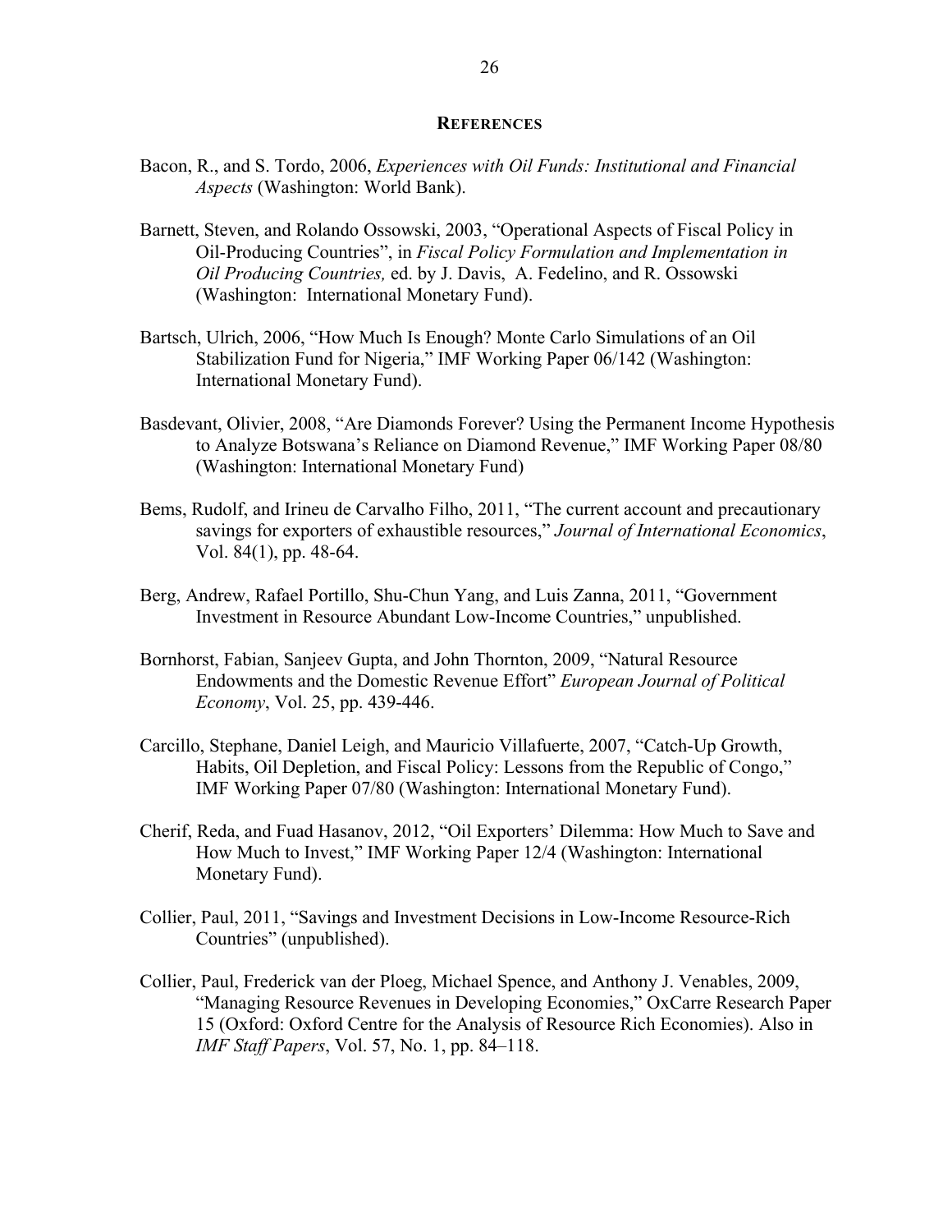## REFERENCES

Bacon, R., and S. Tordo, 2006, *Experiences with Oil Funds: Institutional and Financial Aspects* (Washington: World Bank).

Barnett, Steven, and Rolando Ossowski, 2003, "Operational Aspects of Fiscal Policy in Oil-Producing Countries", in *Fiscal Policy Formulation and Implementation in Oil Producing Countries,* ed. by J. Davis, A. Fedelino, and R. Ossowski (Washington: International Monetary Fund).

Bartsch, Ulrich, 2006, "How Much Is Enough? Monte Carlo Simulations of an Oil Stabilization Fund for Nigeria," IMF Working Paper 06/142 (Washington: International Monetary Fund).

Basdevant, Olivier, 2008, "Are Diamonds Forever? Using the Permanent Income Hypothesis to Analyze Botswana's Reliance on Diamond Revenue," IMF Working Paper 08/80 (Washington: International Monetary Fund)

Bems, Rudolf, and Irineu de Carvalho Filho, 2011, "The current account and precautionary savings for exporters of exhaustible resources," *Journal of International Economics*, Vol. 84(1), pp. 48-64.

Berg, Andrew, Rafael Portillo, Shu-Chun Yang, and Luis Zanna, 2011, "Government Investment in Resource Abundant Low-Income Countries," unpublished.

Bornhorst, Fabian, Sanjeev Gupta, and John Thornton, 2009, "Natural Resource Endowments and the Domestic Revenue Effort" *European Journal of Political Economy*, Vol. 25, pp. 439-446.

Carcillo, Stephane, Daniel Leigh, and Mauricio Villafuerte, 2007, "Catch-Up Growth, Habits, Oil Depletion, and Fiscal Policy: Lessons from the Republic of Congo," IMF Working Paper 07/80 (Washington: International Monetary Fund).

Cherif, Reda, and Fuad Hasanov, 2012, "Oil Exporters' Dilemma: How Much to Save and How Much to Invest," IMF Working Paper 12/4 (Washington: International Monetary Fund).

Collier, Paul, 2011, "Savings and Investment Decisions in Low-Income Resource-Rich Countries" (unpublished).

Collier, Paul, Frederick van der Ploeg, Michael Spence, and Anthony J. Venables, 2009, "Managing Resource Revenues in Developing Economies," OxCarre Research Paper 15 (Oxford: Oxford Centre for the Analysis of Resource Rich Economies). Also in *IMF Staff Papers*, Vol. 57, No. 1, pp. 84–118.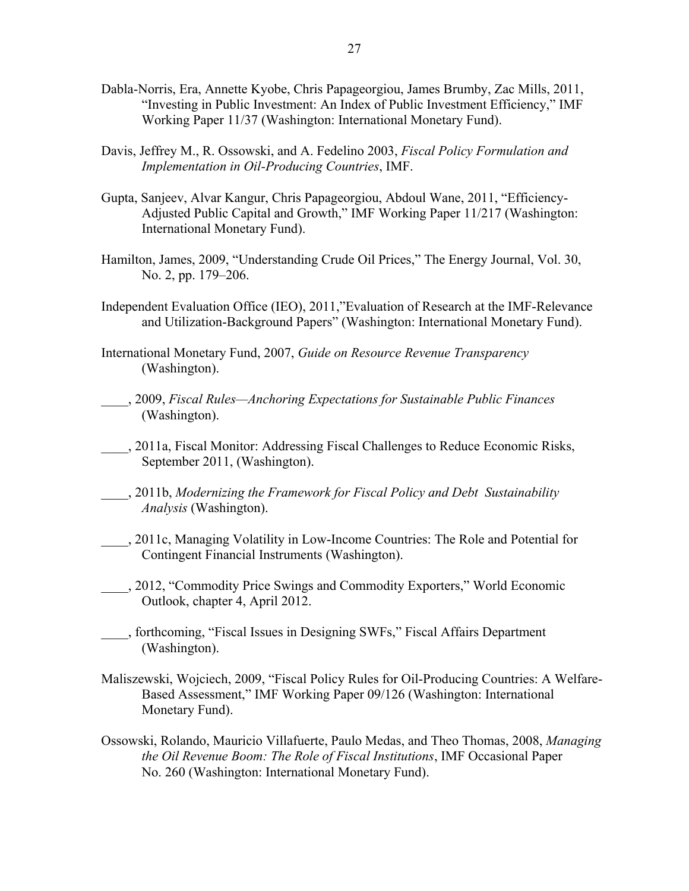Dabla-Norris, Era, Annette Kyobe, Chris Papageorgiou, James Brumby, Zac Mills, 2011, "Investing in Public Investment: An Index of Public Investment Efficiency," IMF Working Paper 11/37 (Washington: International Monetary Fund).

Davis, Jeffrey M., R. Ossowski, and A. Fedelino 2003, *Fiscal Policy Formulation and Implementation in Oil-Producing Countries*, IMF.

Gupta, Sanjeev, Alvar Kangur, Chris Papageorgiou, Abdoul Wane, 2011, "Efficiency-Adjusted Public Capital and Growth," IMF Working Paper 11/217 (Washington: International Monetary Fund).

Hamilton, James, 2009, "Understanding Crude Oil Prices," The Energy Journal, Vol. 30, No. 2, pp. 179–206.

Independent Evaluation Office (IEO), 2011,"Evaluation of Research at the IMF-Relevance and Utilization-Background Papers" (Washington: International Monetary Fund).

International Monetary Fund, 2007, *Guide on Resource Revenue Transparency* (Washington).

____, 2009, *Fiscal Rules—Anchoring Expectations for Sustainable Public Finances* (Washington).

____, 2011a, Fiscal Monitor: Addressing Fiscal Challenges to Reduce Economic Risks, September 2011, (Washington).

____, 2011b, *Modernizing the Framework for Fiscal Policy and Debt Sustainability Analysis* (Washington).

____, 2011c, Managing Volatility in Low-Income Countries: The Role and Potential for Contingent Financial Instruments (Washington).

____, 2012, "Commodity Price Swings and Commodity Exporters," World Economic Outlook, chapter 4, April 2012.

____, forthcoming, "Fiscal Issues in Designing SWFs," Fiscal Affairs Department (Washington).

Maliszewski, Wojciech, 2009, "Fiscal Policy Rules for Oil-Producing Countries: A Welfare-Based Assessment," IMF Working Paper 09/126 (Washington: International Monetary Fund).

Ossowski, Rolando, Mauricio Villafuerte, Paulo Medas, and Theo Thomas, 2008, *Managing the Oil Revenue Boom: The Role of Fiscal Institutions*, IMF Occasional Paper No. 260 (Washington: International Monetary Fund).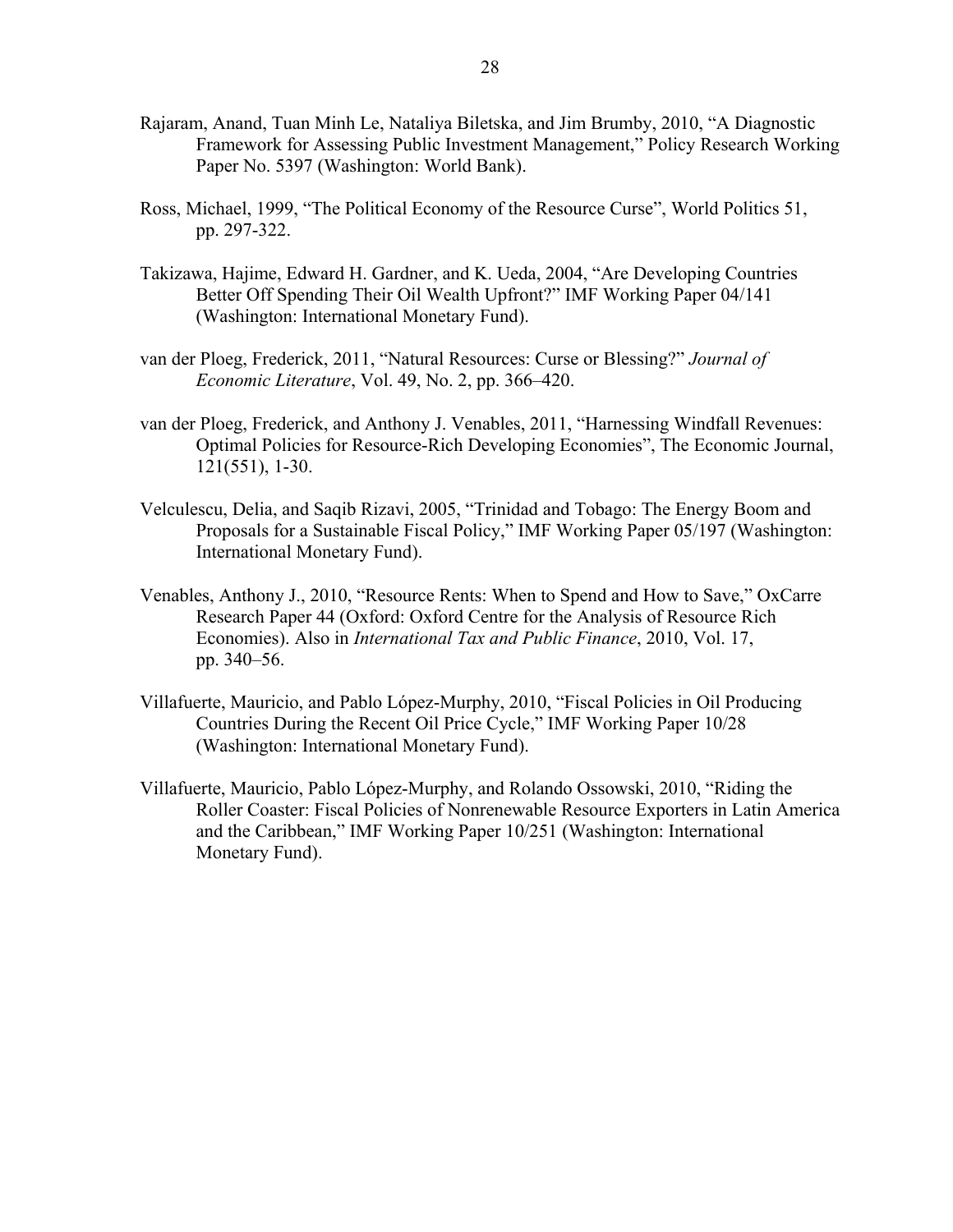Rajaram, Anand, Tuan Minh Le, Nataliya Biletska, and Jim Brumby, 2010, "A Diagnostic Framework for Assessing Public Investment Management," Policy Research Working Paper No. 5397 (Washington: World Bank).

Ross, Michael, 1999, "The Political Economy of the Resource Curse", World Politics 51, pp. 297-322.

Takizawa, Hajime, Edward H. Gardner, and K. Ueda, 2004, "Are Developing Countries Better Off Spending Their Oil Wealth Upfront?" IMF Working Paper 04/141 (Washington: International Monetary Fund).

van der Ploeg, Frederick, 2011, "Natural Resources: Curse or Blessing?" *Journal of Economic Literature*, Vol. 49, No. 2, pp. 366–420.

van der Ploeg, Frederick, and Anthony J. Venables, 2011, "Harnessing Windfall Revenues: Optimal Policies for Resource-Rich Developing Economies", The Economic Journal, 121(551), 1-30.

Velculescu, Delia, and Saqib Rizavi, 2005, "Trinidad and Tobago: The Energy Boom and Proposals for a Sustainable Fiscal Policy," IMF Working Paper 05/197 (Washington: International Monetary Fund).

Venables, Anthony J., 2010, "Resource Rents: When to Spend and How to Save," OxCarre Research Paper 44 (Oxford: Oxford Centre for the Analysis of Resource Rich Economies). Also in *International Tax and Public Finance*, 2010, Vol. 17, pp. 340–56.

Villafuerte, Mauricio, and Pablo López-Murphy, 2010, "Fiscal Policies in Oil Producing Countries During the Recent Oil Price Cycle," IMF Working Paper 10/28 (Washington: International Monetary Fund).

Villafuerte, Mauricio, Pablo López-Murphy, and Rolando Ossowski, 2010, "Riding the Roller Coaster: Fiscal Policies of Nonrenewable Resource Exporters in Latin America and the Caribbean," IMF Working Paper 10/251 (Washington: International Monetary Fund).